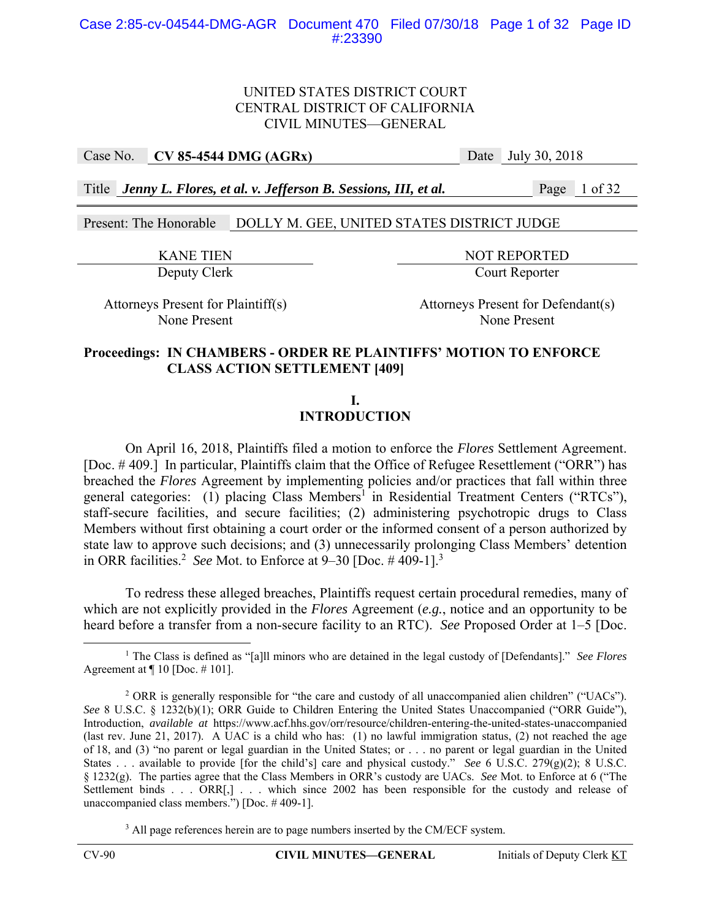UNITED STATES DISTRICT COURT
CENTRAL DISTRICT OF CALIFORNIA
CIVIL MINUTES—GENERAL

| Case No. | **CV 85-4544 DMG (AGRx)** | Date | July 30, 2018 |
|---|---|---|---|

Title *Jenny L. Flores, et al. v. Jefferson B. Sessions, III, et al.*

Present: The Honorable DOLLY M. GEE, UNITED STATES DISTRICT JUDGE

| KANE TIEN | NOT REPORTED |
|---|---|
| Deputy Clerk | Court Reporter |

| Attorneys Present for Plaintiff(s) | Attorneys Present for Defendant(s) |
|---|---|
| None Present | None Present |

**Proceedings: IN CHAMBERS - ORDER RE PLAINTIFFS' MOTION TO ENFORCE CLASS ACTION SETTLEMENT [409]**

## I. INTRODUCTION

On April 16, 2018, Plaintiffs filed a motion to enforce the *Flores* Settlement Agreement. [Doc. # 409.] In particular, Plaintiffs claim that the Office of Refugee Resettlement ("ORR") has breached the *Flores* Agreement by implementing policies and/or practices that fall within three general categories: (1) placing Class Members[1] in Residential Treatment Centers ("RTCs"), staff-secure facilities, and secure facilities; (2) administering psychotropic drugs to Class Members without first obtaining a court order or the informed consent of a person authorized by state law to approve such decisions; and (3) unnecessarily prolonging Class Members' detention in ORR facilities.[2] *See* Mot. to Enforce at 9–30 [Doc. # 409-1].[3]

To redress these alleged breaches, Plaintiffs request certain procedural remedies, many of which are not explicitly provided in the *Flores* Agreement (*e.g.*, notice and an opportunity to be heard before a transfer from a non-secure facility to an RTC). *See* Proposed Order at 1–5 [Doc.

---

[1] The Class is defined as "[a]ll minors who are detained in the legal custody of [Defendants]." *See Flores* Agreement at ¶ 10 [Doc. # 101].

[2] ORR is generally responsible for "the care and custody of all unaccompanied alien children" ("UACs"). *See* 8 U.S.C. § 1232(b)(1); ORR Guide to Children Entering the United States Unaccompanied ("ORR Guide"), Introduction, *available at* https://www.acf.hhs.gov/orr/resource/children-entering-the-united-states-unaccompanied (last rev. June 21, 2017). A UAC is a child who has: (1) no lawful immigration status, (2) not reached the age of 18, and (3) "no parent or legal guardian in the United States; or . . . no parent or legal guardian in the United States . . . available to provide [for the child's] care and physical custody." *See* 6 U.S.C. 279(g)(2); 8 U.S.C. § 1232(g). The parties agree that the Class Members in ORR's custody are UACs. *See* Mot. to Enforce at 6 ("The Settlement binds . . . ORR[,] . . . which since 2002 has been responsible for the custody and release of unaccompanied class members.") [Doc. # 409-1].

[3] All page references herein are to page numbers inserted by the CM/ECF system.

CV-90 **CIVIL MINUTES—GENERAL** Initials of Deputy Clerk KT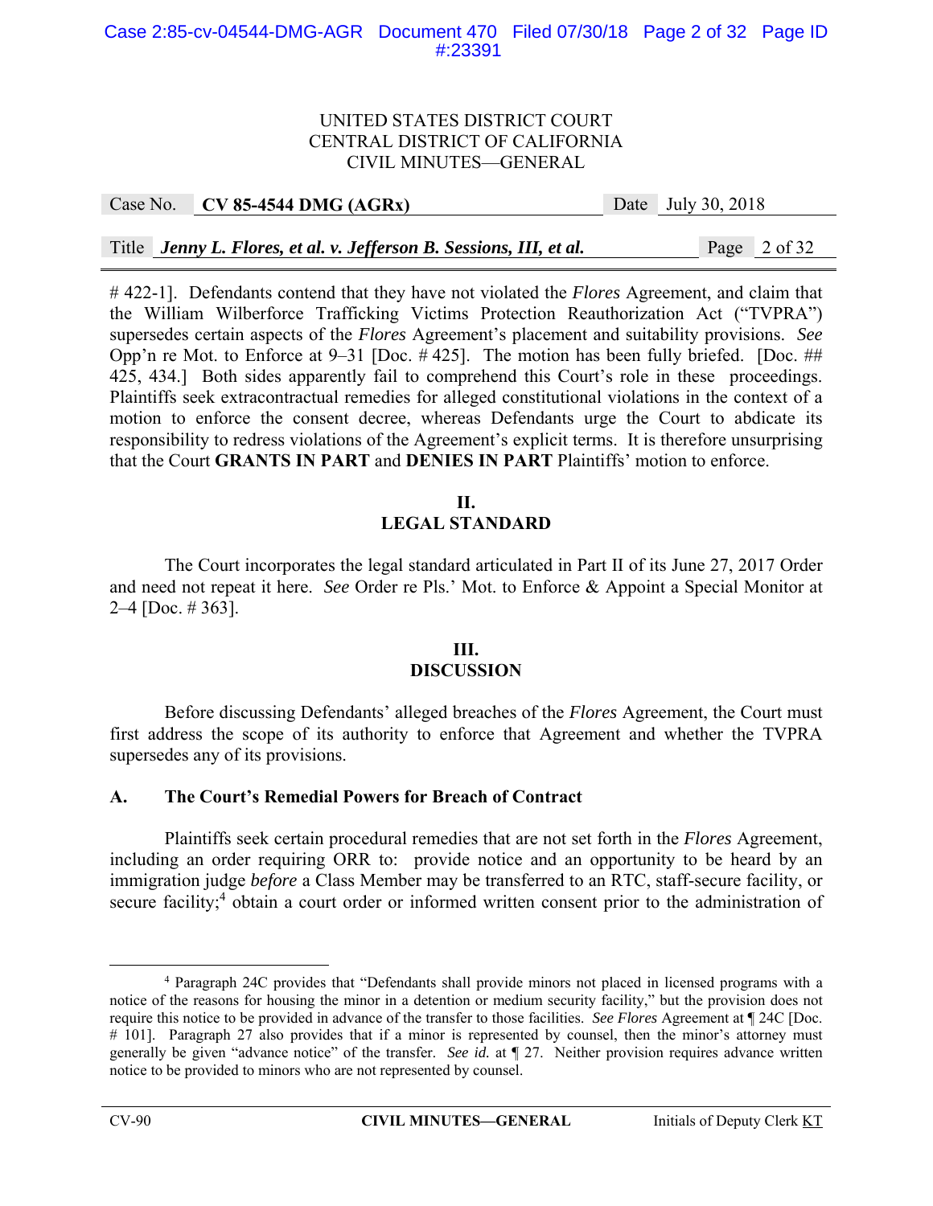# 422-1]. Defendants contend that they have not violated the *Flores* Agreement, and claim that the William Wilberforce Trafficking Victims Protection Reauthorization Act ("TVPRA") supersedes certain aspects of the *Flores* Agreement's placement and suitability provisions. *See* Opp'n re Mot. to Enforce at 9–31 [Doc. # 425]. The motion has been fully briefed. [Doc. ## 425, 434.] Both sides apparently fail to comprehend this Court's role in these proceedings. Plaintiffs seek extracontractual remedies for alleged constitutional violations in the context of a motion to enforce the consent decree, whereas Defendants urge the Court to abdicate its responsibility to redress violations of the Agreement's explicit terms. It is therefore unsurprising that the Court **GRANTS IN PART** and **DENIES IN PART** Plaintiffs' motion to enforce.

## II. LEGAL STANDARD

The Court incorporates the legal standard articulated in Part II of its June 27, 2017 Order and need not repeat it here. *See* Order re Pls.' Mot. to Enforce & Appoint a Special Monitor at 2–4 [Doc. # 363].

## III. DISCUSSION

Before discussing Defendants' alleged breaches of the *Flores* Agreement, the Court must first address the scope of its authority to enforce that Agreement and whether the TVPRA supersedes any of its provisions.

### A. The Court's Remedial Powers for Breach of Contract

Plaintiffs seek certain procedural remedies that are not set forth in the *Flores* Agreement, including an order requiring ORR to: provide notice and an opportunity to be heard by an immigration judge *before* a Class Member may be transferred to an RTC, staff-secure facility, or secure facility;[4] obtain a court order or informed written consent prior to the administration of

[4] Paragraph 24C provides that "Defendants shall provide minors not placed in licensed programs with a notice of the reasons for housing the minor in a detention or medium security facility," but the provision does not require this notice to be provided in advance of the transfer to those facilities. *See Flores* Agreement at ¶ 24C [Doc. # 101]. Paragraph 27 also provides that if a minor is represented by counsel, then the minor's attorney must generally be given "advance notice" of the transfer. *See id.* at ¶ 27. Neither provision requires advance written notice to be provided to minors who are not represented by counsel.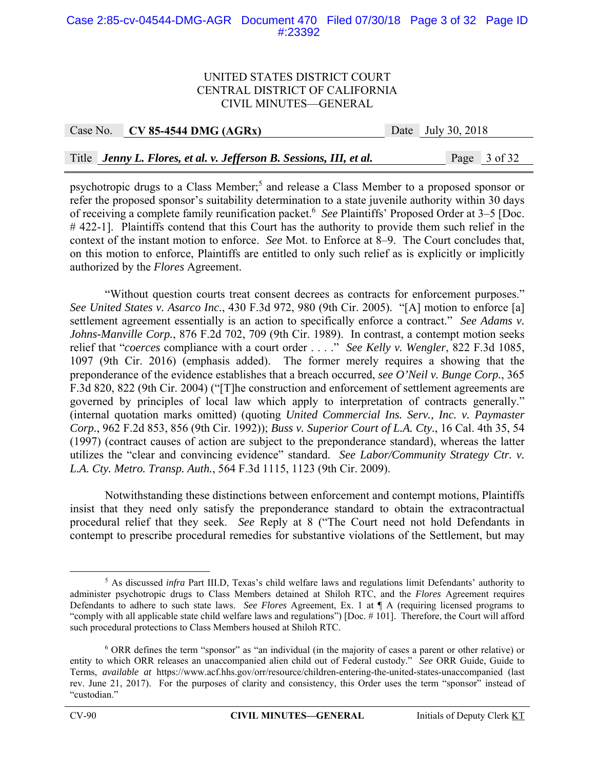psychotropic drugs to a Class Member;[5] and release a Class Member to a proposed sponsor or refer the proposed sponsor's suitability determination to a state juvenile authority within 30 days of receiving a complete family reunification packet.[6] *See* Plaintiffs' Proposed Order at 3–5 [Doc. # 422-1]. Plaintiffs contend that this Court has the authority to provide them such relief in the context of the instant motion to enforce. *See* Mot. to Enforce at 8–9. The Court concludes that, on this motion to enforce, Plaintiffs are entitled to only such relief as is explicitly or implicitly authorized by the *Flores* Agreement.

"Without question courts treat consent decrees as contracts for enforcement purposes." *See United States v. Asarco Inc.*, 430 F.3d 972, 980 (9th Cir. 2005). "[A] motion to enforce [a] settlement agreement essentially is an action to specifically enforce a contract." *See Adams v. Johns-Manville Corp.*, 876 F.2d 702, 709 (9th Cir. 1989). In contrast, a contempt motion seeks relief that "*coerces* compliance with a court order . . . ." *See Kelly v. Wengler*, 822 F.3d 1085, 1097 (9th Cir. 2016) (emphasis added). The former merely requires a showing that the preponderance of the evidence establishes that a breach occurred, *see O'Neil v. Bunge Corp.*, 365 F.3d 820, 822 (9th Cir. 2004) ("[T]he construction and enforcement of settlement agreements are governed by principles of local law which apply to interpretation of contracts generally." (internal quotation marks omitted) (quoting *United Commercial Ins. Serv., Inc. v. Paymaster Corp.*, 962 F.2d 853, 856 (9th Cir. 1992)); *Buss v. Superior Court of L.A. Cty.*, 16 Cal. 4th 35, 54 (1997) (contract causes of action are subject to the preponderance standard), whereas the latter utilizes the "clear and convincing evidence" standard. *See Labor/Community Strategy Ctr. v. L.A. Cty. Metro. Transp. Auth.*, 564 F.3d 1115, 1123 (9th Cir. 2009).

Notwithstanding these distinctions between enforcement and contempt motions, Plaintiffs insist that they need only satisfy the preponderance standard to obtain the extracontractual procedural relief that they seek. *See* Reply at 8 ("The Court need not hold Defendants in contempt to prescribe procedural remedies for substantive violations of the Settlement, but may

---

[5] As discussed *infra* Part III.D, Texas's child welfare laws and regulations limit Defendants' authority to administer psychotropic drugs to Class Members detained at Shiloh RTC, and the *Flores* Agreement requires Defendants to adhere to such state laws. *See Flores* Agreement, Ex. 1 at ¶ A (requiring licensed programs to "comply with all applicable state child welfare laws and regulations") [Doc. # 101]. Therefore, the Court will afford such procedural protections to Class Members housed at Shiloh RTC.

[6] ORR defines the term "sponsor" as "an individual (in the majority of cases a parent or other relative) or entity to which ORR releases an unaccompanied alien child out of Federal custody." *See* ORR Guide, Guide to Terms, *available at* https://www.acf.hhs.gov/orr/resource/children-entering-the-united-states-unaccompanied (last rev. June 21, 2017). For the purposes of clarity and consistency, this Order uses the term "sponsor" instead of "custodian."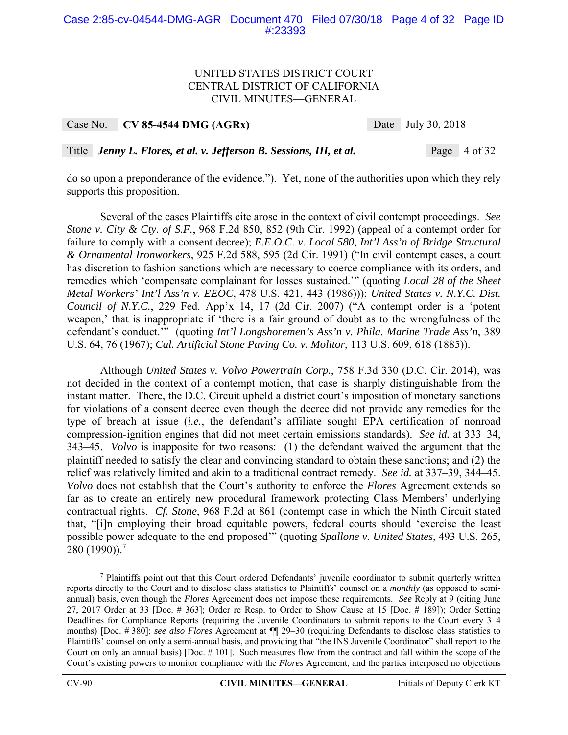do so upon a preponderance of the evidence."). Yet, none of the authorities upon which they rely supports this proposition.

Several of the cases Plaintiffs cite arose in the context of civil contempt proceedings. *See Stone v. City & Cty. of S.F.*, 968 F.2d 850, 852 (9th Cir. 1992) (appeal of a contempt order for failure to comply with a consent decree); *E.E.O.C. v. Local 580, Int'l Ass'n of Bridge Structural & Ornamental Ironworkers*, 925 F.2d 588, 595 (2d Cir. 1991) ("In civil contempt cases, a court has discretion to fashion sanctions which are necessary to coerce compliance with its orders, and remedies which 'compensate complainant for losses sustained.'" (quoting *Local 28 of the Sheet Metal Workers' Int'l Ass'n v. EEOC*, 478 U.S. 421, 443 (1986))); *United States v. N.Y.C. Dist. Council of N.Y.C.*, 229 Fed. App'x 14, 17 (2d Cir. 2007) ("A contempt order is a 'potent weapon,' that is inappropriate if 'there is a fair ground of doubt as to the wrongfulness of the defendant's conduct.'" (quoting *Int'l Longshoremen's Ass'n v. Phila. Marine Trade Ass'n*, 389 U.S. 64, 76 (1967); *Cal. Artificial Stone Paving Co. v. Molitor*, 113 U.S. 609, 618 (1885)).

Although *United States v. Volvo Powertrain Corp.*, 758 F.3d 330 (D.C. Cir. 2014), was not decided in the context of a contempt motion, that case is sharply distinguishable from the instant matter. There, the D.C. Circuit upheld a district court's imposition of monetary sanctions for violations of a consent decree even though the decree did not provide any remedies for the type of breach at issue (*i.e.*, the defendant's affiliate sought EPA certification of nonroad compression-ignition engines that did not meet certain emissions standards). *See id.* at 333–34, 343–45. *Volvo* is inapposite for two reasons: (1) the defendant waived the argument that the plaintiff needed to satisfy the clear and convincing standard to obtain these sanctions; and (2) the relief was relatively limited and akin to a traditional contract remedy. *See id.* at 337–39, 344–45. *Volvo* does not establish that the Court's authority to enforce the *Flores* Agreement extends so far as to create an entirely new procedural framework protecting Class Members' underlying contractual rights. *Cf. Stone*, 968 F.2d at 861 (contempt case in which the Ninth Circuit stated that, "[i]n employing their broad equitable powers, federal courts should 'exercise the least possible power adequate to the end proposed'" (quoting *Spallone v. United States*, 493 U.S. 265, 280 (1990)).[7]

[7] Plaintiffs point out that this Court ordered Defendants' juvenile coordinator to submit quarterly written reports directly to the Court and to disclose class statistics to Plaintiffs' counsel on a *monthly* (as opposed to semi-annual) basis, even though the *Flores* Agreement does not impose those requirements. *See* Reply at 9 (citing June 27, 2017 Order at 33 [Doc. # 363]; Order re Resp. to Order to Show Cause at 15 [Doc. # 189]); Order Setting Deadlines for Compliance Reports (requiring the Juvenile Coordinators to submit reports to the Court every 3–4 months) [Doc. # 380]; *see also Flores* Agreement at ¶¶ 29–30 (requiring Defendants to disclose class statistics to Plaintiffs' counsel on only a semi-annual basis, and providing that "the INS Juvenile Coordinator" shall report to the Court on only an annual basis) [Doc. # 101]. Such measures flow from the contract and fall within the scope of the Court's existing powers to monitor compliance with the *Flores* Agreement, and the parties interposed no objections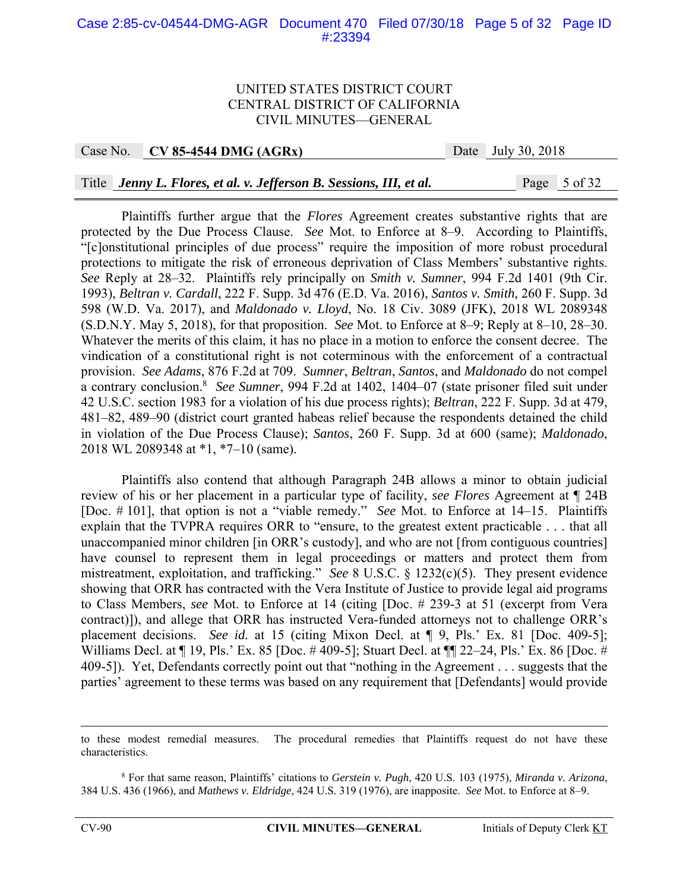Plaintiffs further argue that the *Flores* Agreement creates substantive rights that are protected by the Due Process Clause. *See* Mot. to Enforce at 8–9. According to Plaintiffs, "[c]onstitutional principles of due process" require the imposition of more robust procedural protections to mitigate the risk of erroneous deprivation of Class Members' substantive rights. *See* Reply at 28–32. Plaintiffs rely principally on *Smith v. Sumner*, 994 F.2d 1401 (9th Cir. 1993), *Beltran v. Cardall*, 222 F. Supp. 3d 476 (E.D. Va. 2016), *Santos v. Smith*, 260 F. Supp. 3d 598 (W.D. Va. 2017), and *Maldonado v. Lloyd*, No. 18 Civ. 3089 (JFK), 2018 WL 2089348 (S.D.N.Y. May 5, 2018), for that proposition. *See* Mot. to Enforce at 8–9; Reply at 8–10, 28–30. Whatever the merits of this claim, it has no place in a motion to enforce the consent decree. The vindication of a constitutional right is not coterminous with the enforcement of a contractual provision. *See Adams*, 876 F.2d at 709. *Sumner*, *Beltran*, *Santos*, and *Maldonado* do not compel a contrary conclusion.[8] *See Sumner*, 994 F.2d at 1402, 1404–07 (state prisoner filed suit under 42 U.S.C. section 1983 for a violation of his due process rights); *Beltran*, 222 F. Supp. 3d at 479, 481–82, 489–90 (district court granted habeas relief because the respondents detained the child in violation of the Due Process Clause); *Santos*, 260 F. Supp. 3d at 600 (same); *Maldonado*, 2018 WL 2089348 at *1, *7–10 (same).

Plaintiffs also contend that although Paragraph 24B allows a minor to obtain judicial review of his or her placement in a particular type of facility, *see Flores* Agreement at ¶ 24B [Doc. # 101], that option is not a "viable remedy." *See* Mot. to Enforce at 14–15. Plaintiffs explain that the TVPRA requires ORR to "ensure, to the greatest extent practicable . . . that all unaccompanied minor children [in ORR's custody], and who are not [from contiguous countries] have counsel to represent them in legal proceedings or matters and protect them from mistreatment, exploitation, and trafficking." *See* 8 U.S.C. § 1232(c)(5). They present evidence showing that ORR has contracted with the Vera Institute of Justice to provide legal aid programs to Class Members, *see* Mot. to Enforce at 14 (citing [Doc. # 239-3 at 51 (excerpt from Vera contract)]), and allege that ORR has instructed Vera-funded attorneys not to challenge ORR's placement decisions. *See id.* at 15 (citing Mixon Decl. at ¶ 9, Pls.' Ex. 81 [Doc. 409-5]; Williams Decl. at ¶ 19, Pls.' Ex. 85 [Doc. # 409-5]; Stuart Decl. at ¶¶ 22–24, Pls.' Ex. 86 [Doc. # 409-5]). Yet, Defendants correctly point out that "nothing in the Agreement . . . suggests that the parties' agreement to these terms was based on any requirement that [Defendants] would provide

---

to these modest remedial measures. The procedural remedies that Plaintiffs request do not have these characteristics.

[8] For that same reason, Plaintiffs' citations to *Gerstein v. Pugh*, 420 U.S. 103 (1975), *Miranda v. Arizona*, 384 U.S. 436 (1966), and *Mathews v. Eldridge*, 424 U.S. 319 (1976), are inapposite. *See* Mot. to Enforce at 8–9.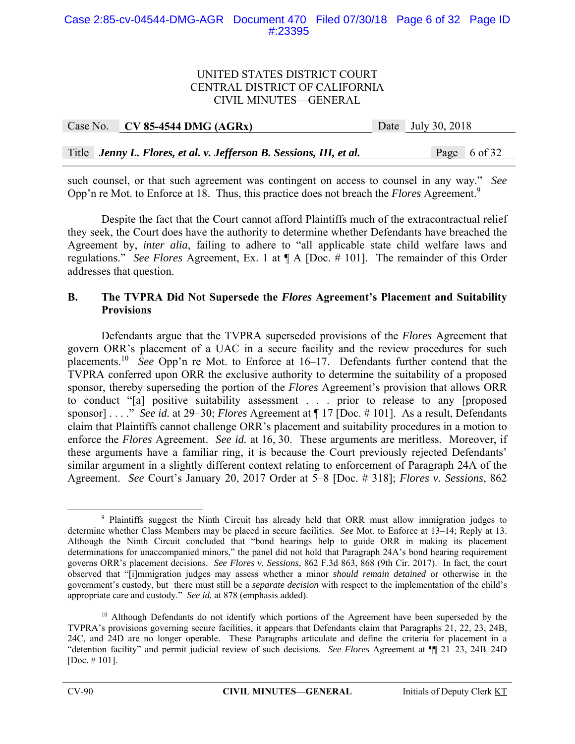such counsel, or that such agreement was contingent on access to counsel in any way." *See* Opp'n re Mot. to Enforce at 18. Thus, this practice does not breach the *Flores* Agreement.[9]

Despite the fact that the Court cannot afford Plaintiffs much of the extracontractual relief they seek, the Court does have the authority to determine whether Defendants have breached the Agreement by, *inter alia*, failing to adhere to "all applicable state child welfare laws and regulations." *See Flores* Agreement, Ex. 1 at ¶ A [Doc. # 101]. The remainder of this Order addresses that question.

**B. The TVPRA Did Not Supersede the *Flores* Agreement's Placement and Suitability Provisions**

Defendants argue that the TVPRA superseded provisions of the *Flores* Agreement that govern ORR's placement of a UAC in a secure facility and the review procedures for such placements.[10] *See* Opp'n re Mot. to Enforce at 16–17. Defendants further contend that the TVPRA conferred upon ORR the exclusive authority to determine the suitability of a proposed sponsor, thereby superseding the portion of the *Flores* Agreement's provision that allows ORR to conduct "[a] positive suitability assessment . . . prior to release to any [proposed sponsor] . . . ." *See id.* at 29–30; *Flores* Agreement at ¶ 17 [Doc. # 101]. As a result, Defendants claim that Plaintiffs cannot challenge ORR's placement and suitability procedures in a motion to enforce the *Flores* Agreement. *See id.* at 16, 30. These arguments are meritless. Moreover, if these arguments have a familiar ring, it is because the Court previously rejected Defendants' similar argument in a slightly different context relating to enforcement of Paragraph 24A of the Agreement. *See* Court's January 20, 2017 Order at 5–8 [Doc. # 318]; *Flores v. Sessions*, 862

---

[9] Plaintiffs suggest the Ninth Circuit has already held that ORR must allow immigration judges to determine whether Class Members may be placed in secure facilities. *See* Mot. to Enforce at 13–14; Reply at 13. Although the Ninth Circuit concluded that "bond hearings help to guide ORR in making its placement determinations for unaccompanied minors," the panel did not hold that Paragraph 24A's bond hearing requirement governs ORR's placement decisions. *See Flores v. Sessions*, 862 F.3d 863, 868 (9th Cir. 2017). In fact, the court observed that "[i]mmigration judges may assess whether a minor *should remain detained* or otherwise in the government's custody, but there must still be a *separate decision* with respect to the implementation of the child's appropriate care and custody." *See id.* at 878 (emphasis added).

[10] Although Defendants do not identify which portions of the Agreement have been superseded by the TVPRA's provisions governing secure facilities, it appears that Defendants claim that Paragraphs 21, 22, 23, 24B, 24C, and 24D are no longer operable. These Paragraphs articulate and define the criteria for placement in a "detention facility" and permit judicial review of such decisions. *See Flores* Agreement at ¶¶ 21–23, 24B–24D [Doc. # 101].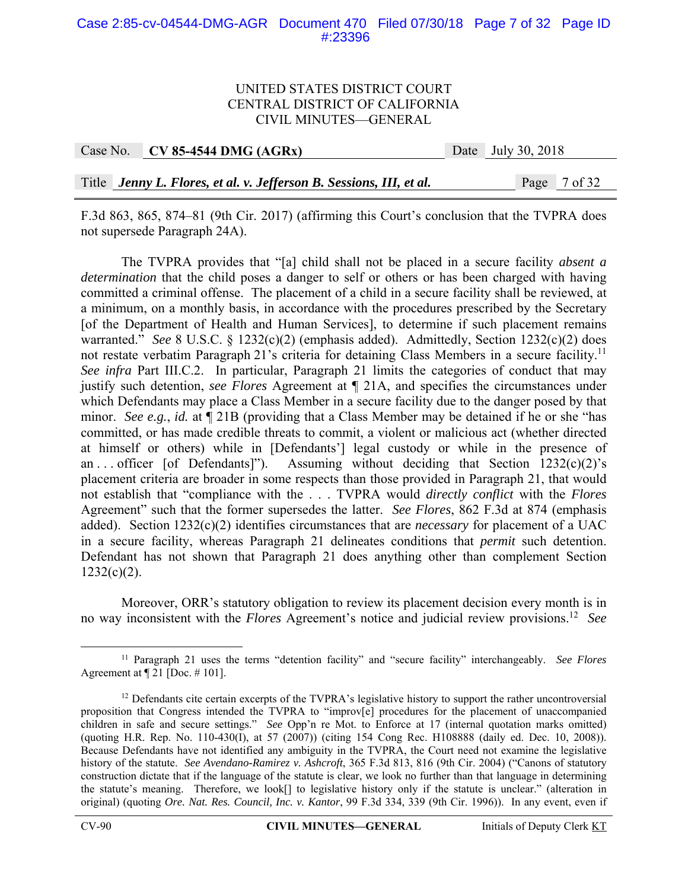F.3d 863, 865, 874–81 (9th Cir. 2017) (affirming this Court's conclusion that the TVPRA does not supersede Paragraph 24A).

The TVPRA provides that "[a] child shall not be placed in a secure facility *absent a determination* that the child poses a danger to self or others or has been charged with having committed a criminal offense. The placement of a child in a secure facility shall be reviewed, at a minimum, on a monthly basis, in accordance with the procedures prescribed by the Secretary [of the Department of Health and Human Services], to determine if such placement remains warranted." *See* 8 U.S.C. § 1232(c)(2) (emphasis added). Admittedly, Section 1232(c)(2) does not restate verbatim Paragraph 21's criteria for detaining Class Members in a secure facility.[11] *See infra* Part III.C.2. In particular, Paragraph 21 limits the categories of conduct that may justify such detention, *see Flores* Agreement at ¶ 21A, and specifies the circumstances under which Defendants may place a Class Member in a secure facility due to the danger posed by that minor. *See e.g.*, *id.* at ¶ 21B (providing that a Class Member may be detained if he or she "has committed, or has made credible threats to commit, a violent or malicious act (whether directed at himself or others) while in [Defendants'] legal custody or while in the presence of an . . . officer [of Defendants]"). Assuming without deciding that Section 1232(c)(2)'s placement criteria are broader in some respects than those provided in Paragraph 21, that would not establish that "compliance with the . . . TVPRA would *directly conflict* with the *Flores* Agreement" such that the former supersedes the latter. *See Flores*, 862 F.3d at 874 (emphasis added). Section 1232(c)(2) identifies circumstances that are *necessary* for placement of a UAC in a secure facility, whereas Paragraph 21 delineates conditions that *permit* such detention. Defendant has not shown that Paragraph 21 does anything other than complement Section 1232(c)(2).

Moreover, ORR's statutory obligation to review its placement decision every month is in no way inconsistent with the *Flores* Agreement's notice and judicial review provisions.[12] *See*

---

[11] Paragraph 21 uses the terms "detention facility" and "secure facility" interchangeably. *See Flores* Agreement at ¶ 21 [Doc. # 101].

[12] Defendants cite certain excerpts of the TVPRA's legislative history to support the rather uncontroversial proposition that Congress intended the TVPRA to "improv[e] procedures for the placement of unaccompanied children in safe and secure settings." *See* Opp'n re Mot. to Enforce at 17 (internal quotation marks omitted) (quoting H.R. Rep. No. 110-430(I), at 57 (2007)) (citing 154 Cong Rec. H108888 (daily ed. Dec. 10, 2008)). Because Defendants have not identified any ambiguity in the TVPRA, the Court need not examine the legislative history of the statute. *See Avendano-Ramirez v. Ashcroft*, 365 F.3d 813, 816 (9th Cir. 2004) ("Canons of statutory construction dictate that if the language of the statute is clear, we look no further than that language in determining the statute's meaning. Therefore, we look[] to legislative history only if the statute is unclear." (alteration in original) (quoting *Ore. Nat. Res. Council, Inc. v. Kantor*, 99 F.3d 334, 339 (9th Cir. 1996)). In any event, even if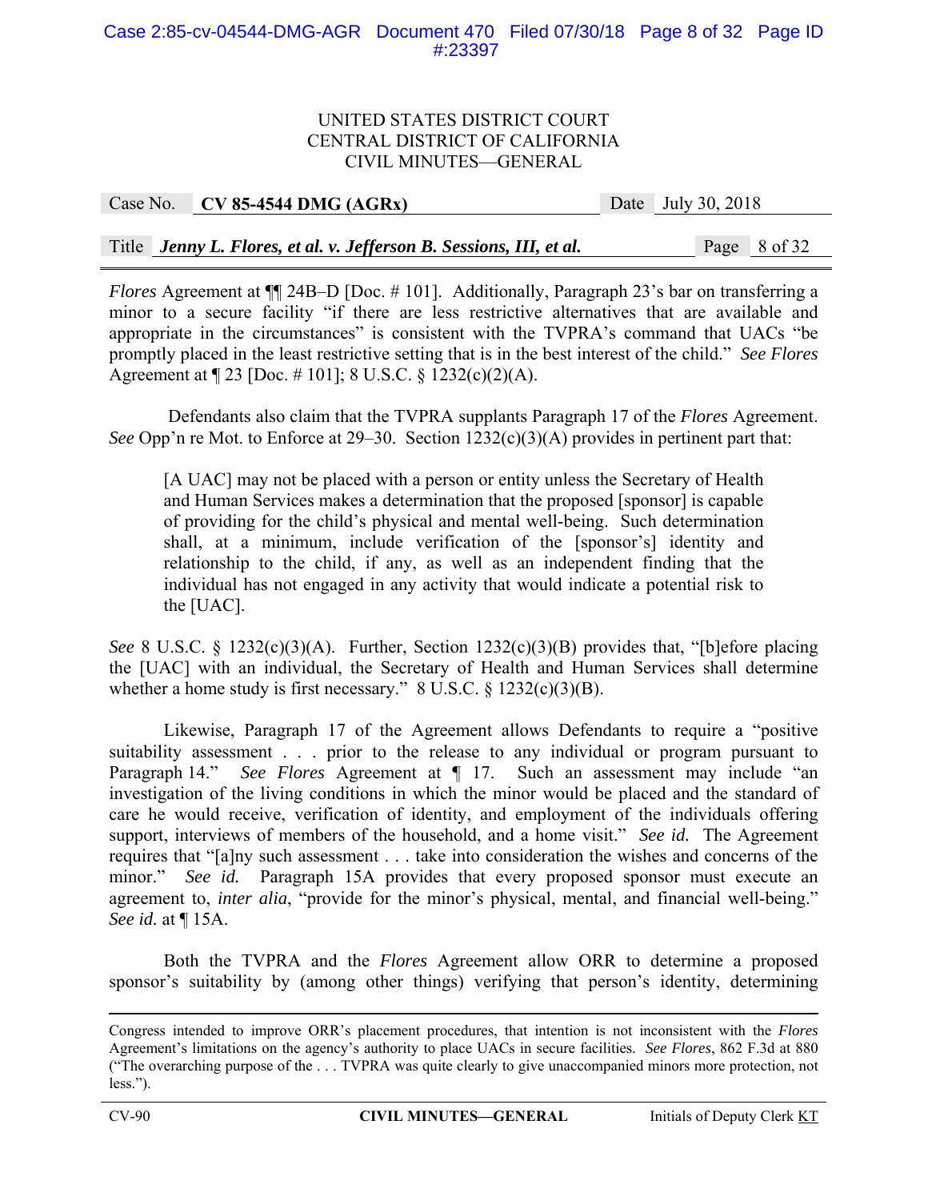*Flores* Agreement at ¶¶ 24B–D [Doc. # 101]. Additionally, Paragraph 23's bar on transferring a minor to a secure facility "if there are less restrictive alternatives that are available and appropriate in the circumstances" is consistent with the TVPRA's command that UACs "be promptly placed in the least restrictive setting that is in the best interest of the child." *See Flores* Agreement at ¶ 23 [Doc. # 101]; 8 U.S.C. § 1232(c)(2)(A).

Defendants also claim that the TVPRA supplants Paragraph 17 of the *Flores* Agreement. *See* Opp'n re Mot. to Enforce at 29–30. Section 1232(c)(3)(A) provides in pertinent part that:

> [A UAC] may not be placed with a person or entity unless the Secretary of Health and Human Services makes a determination that the proposed [sponsor] is capable of providing for the child's physical and mental well-being. Such determination shall, at a minimum, include verification of the [sponsor's] identity and relationship to the child, if any, as well as an independent finding that the individual has not engaged in any activity that would indicate a potential risk to the [UAC].

*See* 8 U.S.C. § 1232(c)(3)(A). Further, Section 1232(c)(3)(B) provides that, "[b]efore placing the [UAC] with an individual, the Secretary of Health and Human Services shall determine whether a home study is first necessary." 8 U.S.C. § 1232(c)(3)(B).

Likewise, Paragraph 17 of the Agreement allows Defendants to require a "positive suitability assessment . . . prior to the release to any individual or program pursuant to Paragraph 14." *See Flores* Agreement at ¶ 17. Such an assessment may include "an investigation of the living conditions in which the minor would be placed and the standard of care he would receive, verification of identity, and employment of the individuals offering support, interviews of members of the household, and a home visit." *See id.* The Agreement requires that "[a]ny such assessment . . . take into consideration the wishes and concerns of the minor." *See id.* Paragraph 15A provides that every proposed sponsor must execute an agreement to, *inter alia*, "provide for the minor's physical, mental, and financial well-being." *See id.* at ¶ 15A.

Both the TVPRA and the *Flores* Agreement allow ORR to determine a proposed sponsor's suitability by (among other things) verifying that person's identity, determining

---

Congress intended to improve ORR's placement procedures, that intention is not inconsistent with the *Flores* Agreement's limitations on the agency's authority to place UACs in secure facilities. *See Flores*, 862 F.3d at 880 ("The overarching purpose of the . . . TVPRA was quite clearly to give unaccompanied minors more protection, not less.").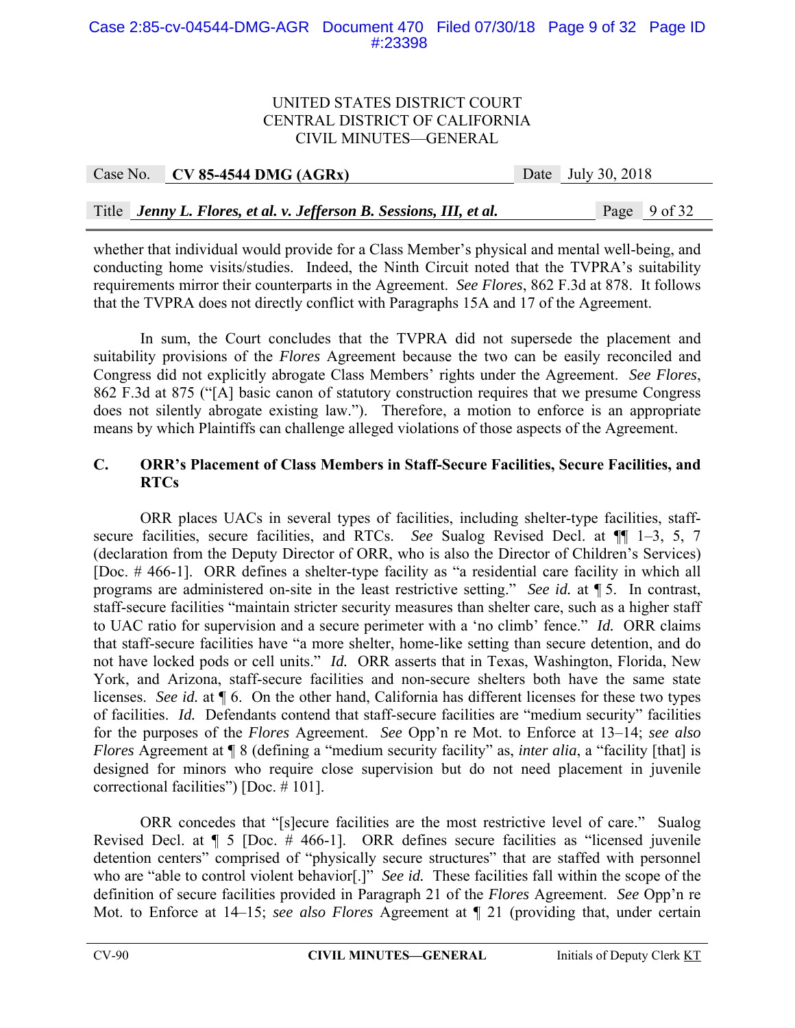whether that individual would provide for a Class Member's physical and mental well-being, and conducting home visits/studies. Indeed, the Ninth Circuit noted that the TVPRA's suitability requirements mirror their counterparts in the Agreement. *See Flores*, 862 F.3d at 878. It follows that the TVPRA does not directly conflict with Paragraphs 15A and 17 of the Agreement.

In sum, the Court concludes that the TVPRA did not supersede the placement and suitability provisions of the *Flores* Agreement because the two can be easily reconciled and Congress did not explicitly abrogate Class Members' rights under the Agreement. *See Flores*, 862 F.3d at 875 ("[A] basic canon of statutory construction requires that we presume Congress does not silently abrogate existing law."). Therefore, a motion to enforce is an appropriate means by which Plaintiffs can challenge alleged violations of those aspects of the Agreement.

### C. ORR's Placement of Class Members in Staff-Secure Facilities, Secure Facilities, and RTCs

ORR places UACs in several types of facilities, including shelter-type facilities, staff-secure facilities, secure facilities, and RTCs. *See* Sualog Revised Decl. at ¶¶ 1–3, 5, 7 (declaration from the Deputy Director of ORR, who is also the Director of Children's Services) [Doc. # 466-1]. ORR defines a shelter-type facility as "a residential care facility in which all programs are administered on-site in the least restrictive setting." *See id.* at ¶ 5. In contrast, staff-secure facilities "maintain stricter security measures than shelter care, such as a higher staff to UAC ratio for supervision and a secure perimeter with a 'no climb' fence." *Id.* ORR claims that staff-secure facilities have "a more shelter, home-like setting than secure detention, and do not have locked pods or cell units." *Id.* ORR asserts that in Texas, Washington, Florida, New York, and Arizona, staff-secure facilities and non-secure shelters both have the same state licenses. *See id.* at ¶ 6. On the other hand, California has different licenses for these two types of facilities. *Id.* Defendants contend that staff-secure facilities are "medium security" facilities for the purposes of the *Flores* Agreement. *See* Opp'n re Mot. to Enforce at 13–14; *see also Flores* Agreement at ¶ 8 (defining a "medium security facility" as, *inter alia*, a "facility [that] is designed for minors who require close supervision but do not need placement in juvenile correctional facilities") [Doc. # 101].

ORR concedes that "[s]ecure facilities are the most restrictive level of care." Sualog Revised Decl. at ¶ 5 [Doc. # 466-1]. ORR defines secure facilities as "licensed juvenile detention centers" comprised of "physically secure structures" that are staffed with personnel who are "able to control violent behavior[.]" *See id.* These facilities fall within the scope of the definition of secure facilities provided in Paragraph 21 of the *Flores* Agreement. *See* Opp'n re Mot. to Enforce at 14–15; *see also Flores* Agreement at ¶ 21 (providing that, under certain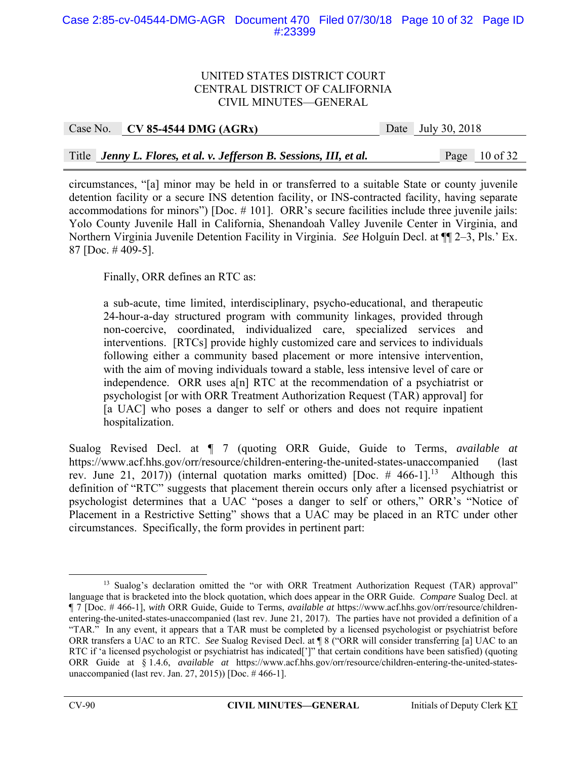circumstances, "[a] minor may be held in or transferred to a suitable State or county juvenile detention facility or a secure INS detention facility, or INS-contracted facility, having separate accommodations for minors") [Doc. # 101]. ORR's secure facilities include three juvenile jails: Yolo County Juvenile Hall in California, Shenandoah Valley Juvenile Center in Virginia, and Northern Virginia Juvenile Detention Facility in Virginia. *See* Holguín Decl. at ¶¶ 2–3, Pls.' Ex. 87 [Doc. # 409-5].

Finally, ORR defines an RTC as:

> a sub-acute, time limited, interdisciplinary, psycho-educational, and therapeutic 24-hour-a-day structured program with community linkages, provided through non-coercive, coordinated, individualized care, specialized services and interventions. [RTCs] provide highly customized care and services to individuals following either a community based placement or more intensive intervention, with the aim of moving individuals toward a stable, less intensive level of care or independence. ORR uses a[n] RTC at the recommendation of a psychiatrist or psychologist [or with ORR Treatment Authorization Request (TAR) approval] for [a UAC] who poses a danger to self or others and does not require inpatient hospitalization.

Sualog Revised Decl. at ¶ 7 (quoting ORR Guide, Guide to Terms, *available at* https://www.acf.hhs.gov/orr/resource/children-entering-the-united-states-unaccompanied (last rev. June 21, 2017)) (internal quotation marks omitted) [Doc. # 466-1].[13] Although this definition of "RTC" suggests that placement therein occurs only after a licensed psychiatrist or psychologist determines that a UAC "poses a danger to self or others," ORR's "Notice of Placement in a Restrictive Setting" shows that a UAC may be placed in an RTC under other circumstances. Specifically, the form provides in pertinent part:

---

[13] Sualog's declaration omitted the "or with ORR Treatment Authorization Request (TAR) approval" language that is bracketed into the block quotation, which does appear in the ORR Guide. *Compare* Sualog Decl. at ¶ 7 [Doc. # 466-1], *with* ORR Guide, Guide to Terms, *available at* https://www.acf.hhs.gov/orr/resource/children-entering-the-united-states-unaccompanied (last rev. June 21, 2017). The parties have not provided a definition of a "TAR." In any event, it appears that a TAR must be completed by a licensed psychologist or psychiatrist before ORR transfers a UAC to an RTC. *See* Sualog Revised Decl. at ¶ 8 ("ORR will consider transferring [a] UAC to an RTC if 'a licensed psychologist or psychiatrist has indicated[']" that certain conditions have been satisfied) (quoting ORR Guide at § 1.4.6, *available at* https://www.acf.hhs.gov/orr/resource/children-entering-the-united-states-unaccompanied (last rev. Jan. 27, 2015)) [Doc. # 466-1].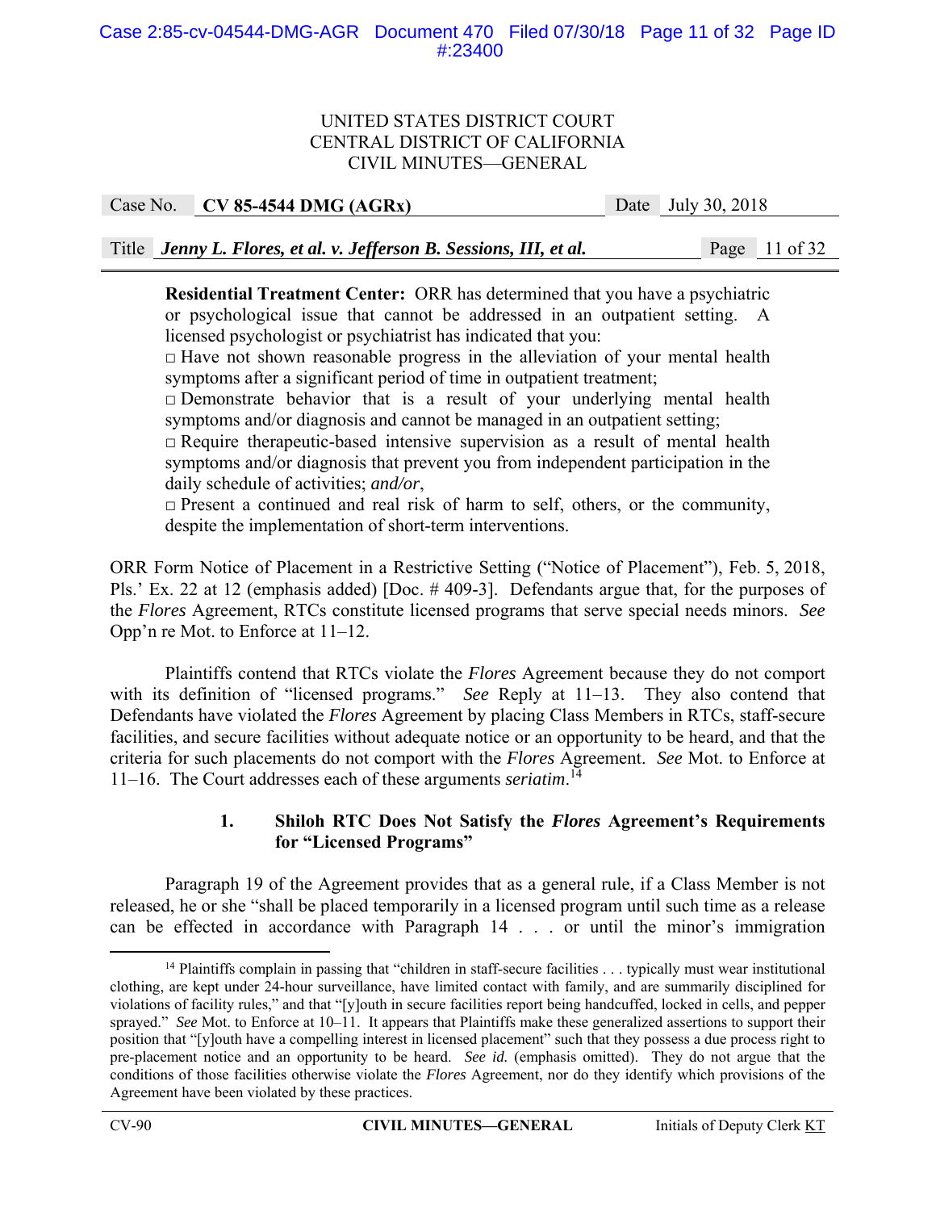> **Residential Treatment Center:** ORR has determined that you have a psychiatric or psychological issue that cannot be addressed in an outpatient setting. A licensed psychologist or psychiatrist has indicated that you:
> □ Have not shown reasonable progress in the alleviation of your mental health symptoms after a significant period of time in outpatient treatment;
> □ Demonstrate behavior that is a result of your underlying mental health symptoms and/or diagnosis and cannot be managed in an outpatient setting;
> □ Require therapeutic-based intensive supervision as a result of mental health symptoms and/or diagnosis that prevent you from independent participation in the daily schedule of activities; *and/or*,
> □ Present a continued and real risk of harm to self, others, or the community, despite the implementation of short-term interventions.

ORR Form Notice of Placement in a Restrictive Setting ("Notice of Placement"), Feb. 5, 2018, Pls.' Ex. 22 at 12 (emphasis added) [Doc. # 409-3]. Defendants argue that, for the purposes of the *Flores* Agreement, RTCs constitute licensed programs that serve special needs minors. *See* Opp'n re Mot. to Enforce at 11–12.

Plaintiffs contend that RTCs violate the *Flores* Agreement because they do not comport with its definition of "licensed programs." *See* Reply at 11–13. They also contend that Defendants have violated the *Flores* Agreement by placing Class Members in RTCs, staff-secure facilities, and secure facilities without adequate notice or an opportunity to be heard, and that the criteria for such placements do not comport with the *Flores* Agreement. *See* Mot. to Enforce at 11–16. The Court addresses each of these arguments *seriatim*.[14]

### 1. Shiloh RTC Does Not Satisfy the *Flores* Agreement's Requirements for "Licensed Programs"

Paragraph 19 of the Agreement provides that as a general rule, if a Class Member is not released, he or she "shall be placed temporarily in a licensed program until such time as a release can be effected in accordance with Paragraph 14 . . . or until the minor's immigration

---

[14] Plaintiffs complain in passing that "children in staff-secure facilities . . . typically must wear institutional clothing, are kept under 24-hour surveillance, have limited contact with family, and are summarily disciplined for violations of facility rules," and that "[y]outh in secure facilities report being handcuffed, locked in cells, and pepper sprayed." *See* Mot. to Enforce at 10–11. It appears that Plaintiffs make these generalized assertions to support their position that "[y]outh have a compelling interest in licensed placement" such that they possess a due process right to pre-placement notice and an opportunity to be heard. *See id.* (emphasis omitted). They do not argue that the conditions of those facilities otherwise violate the *Flores* Agreement, nor do they identify which provisions of the Agreement have been violated by these practices.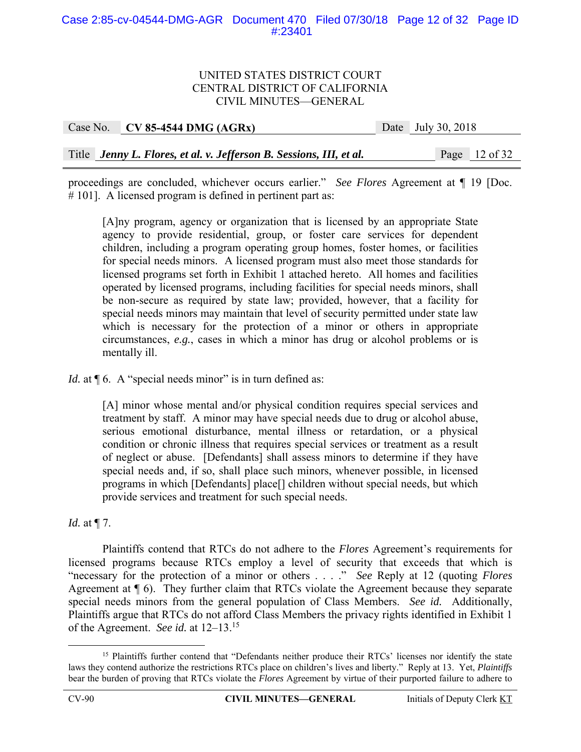proceedings are concluded, whichever occurs earlier." *See Flores* Agreement at ¶ 19 [Doc. # 101]. A licensed program is defined in pertinent part as:

> [A]ny program, agency or organization that is licensed by an appropriate State agency to provide residential, group, or foster care services for dependent children, including a program operating group homes, foster homes, or facilities for special needs minors. A licensed program must also meet those standards for licensed programs set forth in Exhibit 1 attached hereto. All homes and facilities operated by licensed programs, including facilities for special needs minors, shall be non-secure as required by state law; provided, however, that a facility for special needs minors may maintain that level of security permitted under state law which is necessary for the protection of a minor or others in appropriate circumstances, *e.g.*, cases in which a minor has drug or alcohol problems or is mentally ill.

*Id.* at ¶ 6. A "special needs minor" is in turn defined as:

> [A] minor whose mental and/or physical condition requires special services and treatment by staff. A minor may have special needs due to drug or alcohol abuse, serious emotional disturbance, mental illness or retardation, or a physical condition or chronic illness that requires special services or treatment as a result of neglect or abuse. [Defendants] shall assess minors to determine if they have special needs and, if so, shall place such minors, whenever possible, in licensed programs in which [Defendants] place[] children without special needs, but which provide services and treatment for such special needs.

*Id.* at ¶ 7.

Plaintiffs contend that RTCs do not adhere to the *Flores* Agreement's requirements for licensed programs because RTCs employ a level of security that exceeds that which is "necessary for the protection of a minor or others . . . ." *See* Reply at 12 (quoting *Flores* Agreement at ¶ 6). They further claim that RTCs violate the Agreement because they separate special needs minors from the general population of Class Members. *See id.* Additionally, Plaintiffs argue that RTCs do not afford Class Members the privacy rights identified in Exhibit 1 of the Agreement. *See id.* at 12–13.[15]

[15] Plaintiffs further contend that "Defendants neither produce their RTCs' licenses nor identify the state laws they contend authorize the restrictions RTCs place on children's lives and liberty." Reply at 13. Yet, *Plaintiffs* bear the burden of proving that RTCs violate the *Flores* Agreement by virtue of their purported failure to adhere to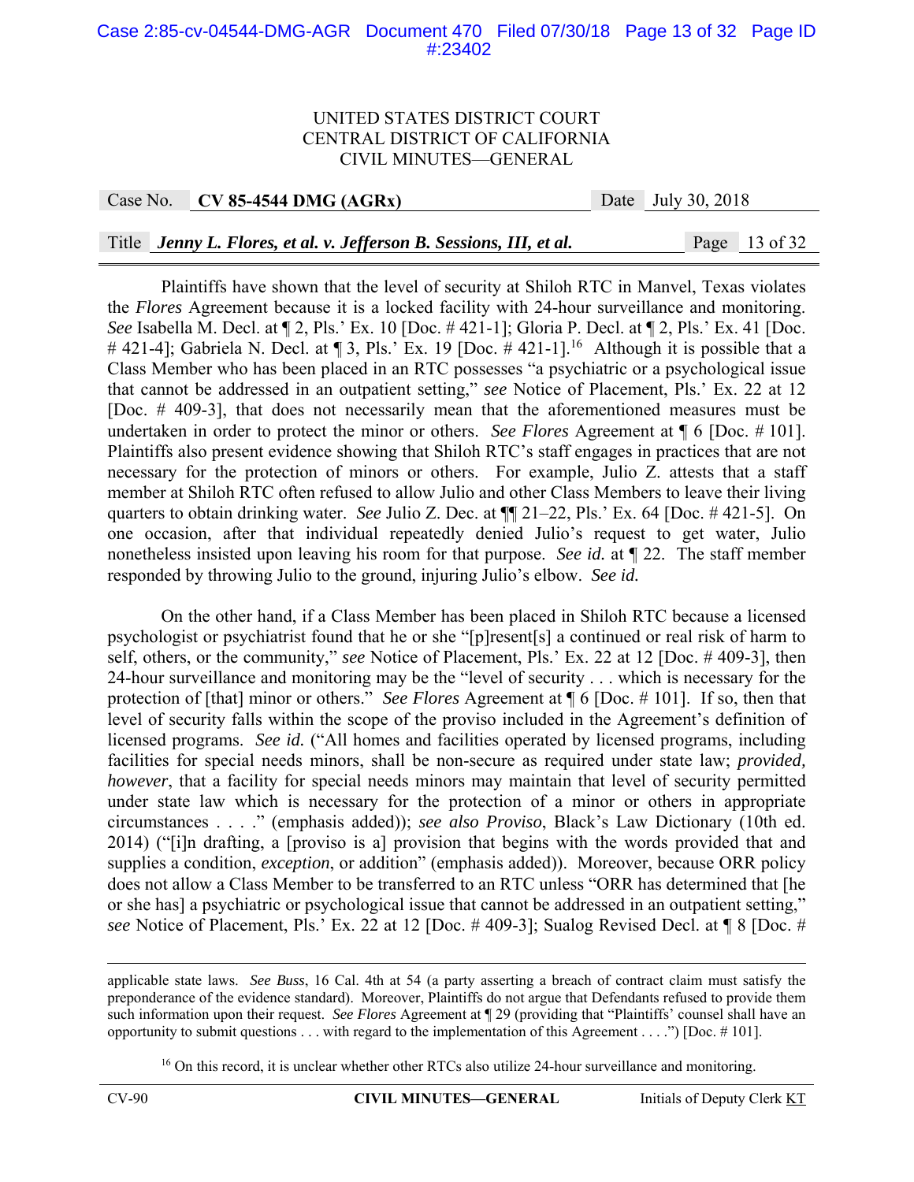Plaintiffs have shown that the level of security at Shiloh RTC in Manvel, Texas violates the *Flores* Agreement because it is a locked facility with 24-hour surveillance and monitoring. *See* Isabella M. Decl. at ¶ 2, Pls.' Ex. 10 [Doc. # 421-1]; Gloria P. Decl. at ¶ 2, Pls.' Ex. 41 [Doc. # 421-4]; Gabriela N. Decl. at ¶ 3, Pls.' Ex. 19 [Doc. # 421-1].[16] Although it is possible that a Class Member who has been placed in an RTC possesses "a psychiatric or a psychological issue that cannot be addressed in an outpatient setting," *see* Notice of Placement, Pls.' Ex. 22 at 12 [Doc. # 409-3], that does not necessarily mean that the aforementioned measures must be undertaken in order to protect the minor or others. *See Flores* Agreement at ¶ 6 [Doc. # 101]. Plaintiffs also present evidence showing that Shiloh RTC's staff engages in practices that are not necessary for the protection of minors or others. For example, Julio Z. attests that a staff member at Shiloh RTC often refused to allow Julio and other Class Members to leave their living quarters to obtain drinking water. *See* Julio Z. Dec. at ¶¶ 21–22, Pls.' Ex. 64 [Doc. # 421-5]. On one occasion, after that individual repeatedly denied Julio's request to get water, Julio nonetheless insisted upon leaving his room for that purpose. *See id.* at ¶ 22. The staff member responded by throwing Julio to the ground, injuring Julio's elbow. *See id.*

On the other hand, if a Class Member has been placed in Shiloh RTC because a licensed psychologist or psychiatrist found that he or she "[p]resent[s] a continued or real risk of harm to self, others, or the community," *see* Notice of Placement, Pls.' Ex. 22 at 12 [Doc. # 409-3], then 24-hour surveillance and monitoring may be the "level of security . . . which is necessary for the protection of [that] minor or others." *See Flores* Agreement at ¶ 6 [Doc. # 101]. If so, then that level of security falls within the scope of the proviso included in the Agreement's definition of licensed programs. *See id.* ("All homes and facilities operated by licensed programs, including facilities for special needs minors, shall be non-secure as required under state law; *provided, however*, that a facility for special needs minors may maintain that level of security permitted under state law which is necessary for the protection of a minor or others in appropriate circumstances . . . ." (emphasis added)); *see also Proviso*, Black's Law Dictionary (10th ed. 2014) ("[i]n drafting, a [proviso is a] provision that begins with the words provided that and supplies a condition, *exception*, or addition" (emphasis added)). Moreover, because ORR policy does not allow a Class Member to be transferred to an RTC unless "ORR has determined that [he or she has] a psychiatric or psychological issue that cannot be addressed in an outpatient setting," *see* Notice of Placement, Pls.' Ex. 22 at 12 [Doc. # 409-3]; Sualog Revised Decl. at ¶ 8 [Doc. #

---

applicable state laws. *See Buss*, 16 Cal. 4th at 54 (a party asserting a breach of contract claim must satisfy the preponderance of the evidence standard). Moreover, Plaintiffs do not argue that Defendants refused to provide them such information upon their request. *See Flores* Agreement at ¶ 29 (providing that "Plaintiffs' counsel shall have an opportunity to submit questions . . . with regard to the implementation of this Agreement . . . .") [Doc. # 101].

[16] On this record, it is unclear whether other RTCs also utilize 24-hour surveillance and monitoring.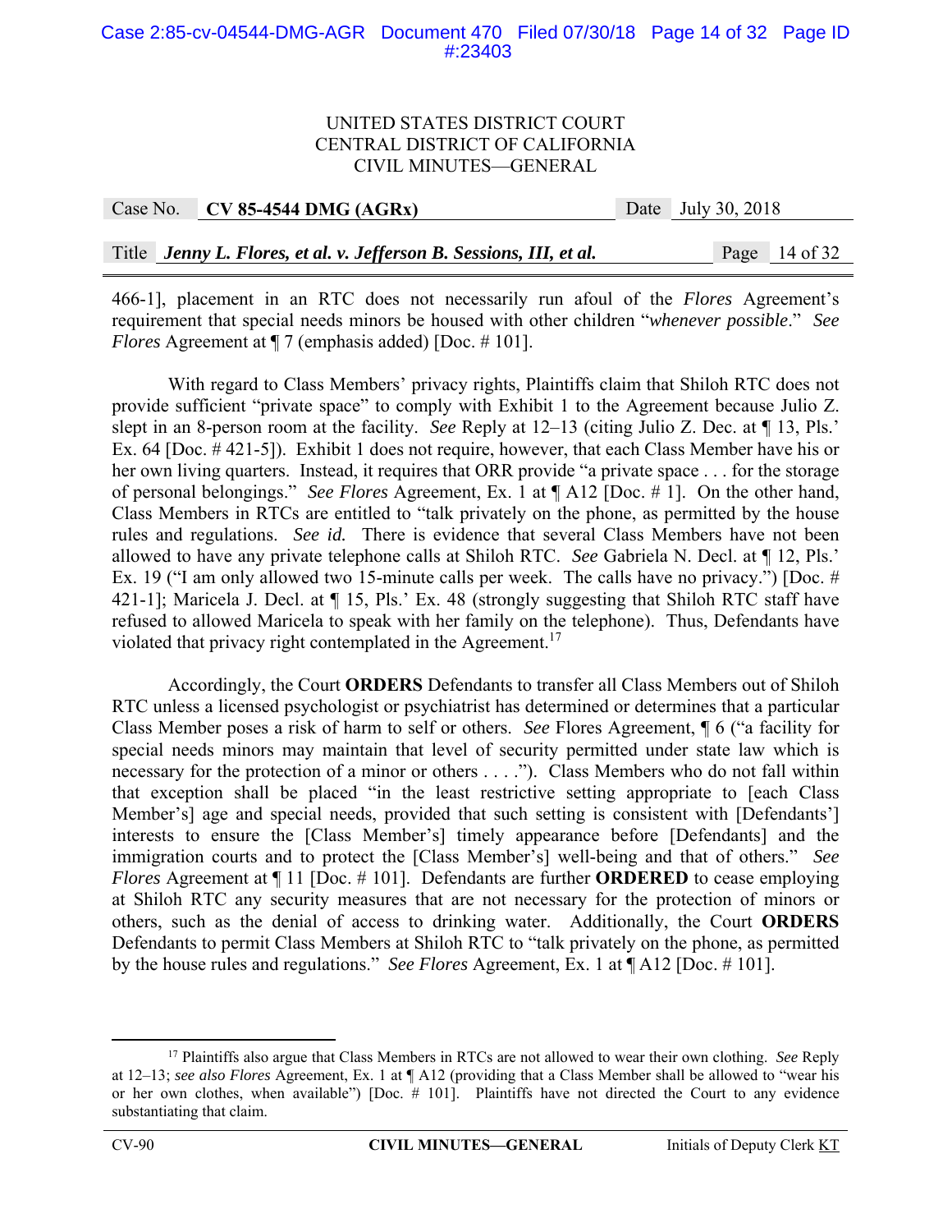466-1], placement in an RTC does not necessarily run afoul of the *Flores* Agreement's requirement that special needs minors be housed with other children "*whenever possible*." *See Flores* Agreement at ¶ 7 (emphasis added) [Doc. # 101].

With regard to Class Members' privacy rights, Plaintiffs claim that Shiloh RTC does not provide sufficient "private space" to comply with Exhibit 1 to the Agreement because Julio Z. slept in an 8-person room at the facility. *See* Reply at 12–13 (citing Julio Z. Dec. at ¶ 13, Pls.' Ex. 64 [Doc. # 421-5]). Exhibit 1 does not require, however, that each Class Member have his or her own living quarters. Instead, it requires that ORR provide "a private space . . . for the storage of personal belongings." *See Flores* Agreement, Ex. 1 at ¶ A12 [Doc. # 1]. On the other hand, Class Members in RTCs are entitled to "talk privately on the phone, as permitted by the house rules and regulations. *See id.* There is evidence that several Class Members have not been allowed to have any private telephone calls at Shiloh RTC. *See* Gabriela N. Decl. at ¶ 12, Pls.' Ex. 19 ("I am only allowed two 15-minute calls per week. The calls have no privacy.") [Doc. # 421-1]; Maricela J. Decl. at ¶ 15, Pls.' Ex. 48 (strongly suggesting that Shiloh RTC staff have refused to allowed Maricela to speak with her family on the telephone). Thus, Defendants have violated that privacy right contemplated in the Agreement.[17]

Accordingly, the Court **ORDERS** Defendants to transfer all Class Members out of Shiloh RTC unless a licensed psychologist or psychiatrist has determined or determines that a particular Class Member poses a risk of harm to self or others. *See* Flores Agreement, ¶ 6 ("a facility for special needs minors may maintain that level of security permitted under state law which is necessary for the protection of a minor or others . . . ."). Class Members who do not fall within that exception shall be placed "in the least restrictive setting appropriate to [each Class Member's] age and special needs, provided that such setting is consistent with [Defendants'] interests to ensure the [Class Member's] timely appearance before [Defendants] and the immigration courts and to protect the [Class Member's] well-being and that of others." *See Flores* Agreement at ¶ 11 [Doc. # 101]. Defendants are further **ORDERED** to cease employing at Shiloh RTC any security measures that are not necessary for the protection of minors or others, such as the denial of access to drinking water. Additionally, the Court **ORDERS** Defendants to permit Class Members at Shiloh RTC to "talk privately on the phone, as permitted by the house rules and regulations." *See Flores* Agreement, Ex. 1 at ¶ A12 [Doc. # 101].

---

[17] Plaintiffs also argue that Class Members in RTCs are not allowed to wear their own clothing. *See* Reply at 12–13; *see also Flores* Agreement, Ex. 1 at ¶ A12 (providing that a Class Member shall be allowed to "wear his or her own clothes, when available") [Doc. # 101]. Plaintiffs have not directed the Court to any evidence substantiating that claim.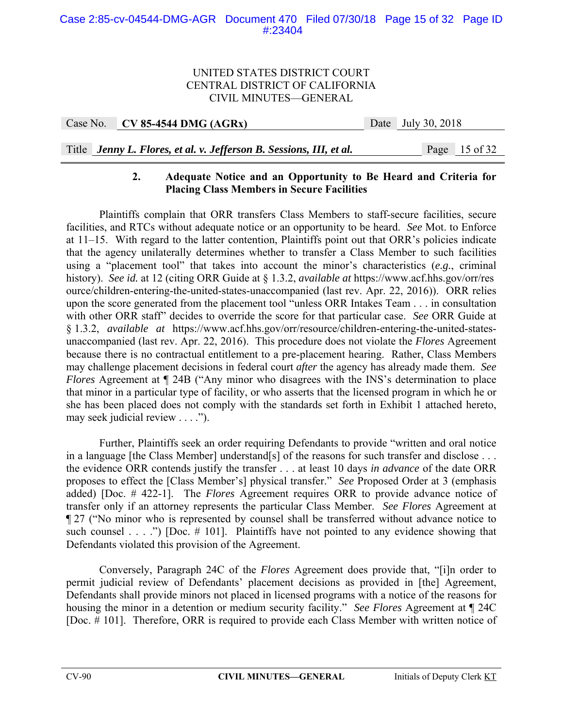### 2. Adequate Notice and an Opportunity to Be Heard and Criteria for Placing Class Members in Secure Facilities

Plaintiffs complain that ORR transfers Class Members to staff-secure facilities, secure facilities, and RTCs without adequate notice or an opportunity to be heard. *See* Mot. to Enforce at 11–15. With regard to the latter contention, Plaintiffs point out that ORR's policies indicate that the agency unilaterally determines whether to transfer a Class Member to such facilities using a "placement tool" that takes into account the minor's characteristics (*e.g.*, criminal history). *See id.* at 12 (citing ORR Guide at § 1.3.2, *available at* https://www.acf.hhs.gov/orr/resource/children-entering-the-united-states-unaccompanied (last rev. Apr. 22, 2016)). ORR relies upon the score generated from the placement tool "unless ORR Intakes Team . . . in consultation with other ORR staff" decides to override the score for that particular case. *See* ORR Guide at § 1.3.2, *available at* https://www.acf.hhs.gov/orr/resource/children-entering-the-united-states-unaccompanied (last rev. Apr. 22, 2016). This procedure does not violate the *Flores* Agreement because there is no contractual entitlement to a pre-placement hearing. Rather, Class Members may challenge placement decisions in federal court *after* the agency has already made them. *See Flores* Agreement at ¶ 24B ("Any minor who disagrees with the INS's determination to place that minor in a particular type of facility, or who asserts that the licensed program in which he or she has been placed does not comply with the standards set forth in Exhibit 1 attached hereto, may seek judicial review . . . .").

Further, Plaintiffs seek an order requiring Defendants to provide "written and oral notice in a language [the Class Member] understand[s] of the reasons for such transfer and disclose . . . the evidence ORR contends justify the transfer . . . at least 10 days *in advance* of the date ORR proposes to effect the [Class Member's] physical transfer." *See* Proposed Order at 3 (emphasis added) [Doc. # 422-1]. The *Flores* Agreement requires ORR to provide advance notice of transfer only if an attorney represents the particular Class Member. *See Flores* Agreement at ¶ 27 ("No minor who is represented by counsel shall be transferred without advance notice to such counsel . . . .") [Doc. # 101]. Plaintiffs have not pointed to any evidence showing that Defendants violated this provision of the Agreement.

Conversely, Paragraph 24C of the *Flores* Agreement does provide that, "[i]n order to permit judicial review of Defendants' placement decisions as provided in [the] Agreement, Defendants shall provide minors not placed in licensed programs with a notice of the reasons for housing the minor in a detention or medium security facility." *See Flores* Agreement at ¶ 24C [Doc. # 101]. Therefore, ORR is required to provide each Class Member with written notice of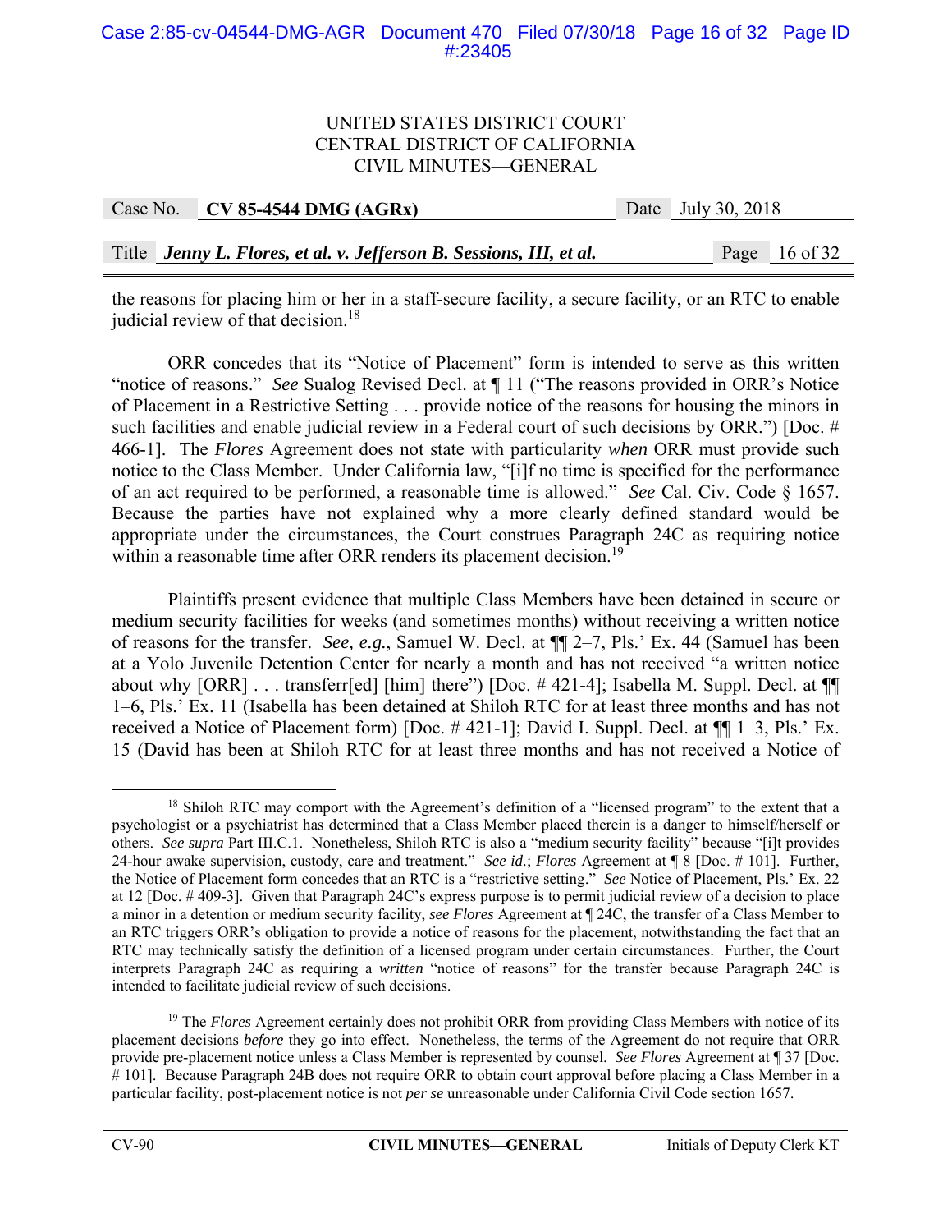the reasons for placing him or her in a staff-secure facility, a secure facility, or an RTC to enable judicial review of that decision.[18]

ORR concedes that its "Notice of Placement" form is intended to serve as this written "notice of reasons." *See* Sualog Revised Decl. at ¶ 11 ("The reasons provided in ORR's Notice of Placement in a Restrictive Setting . . . provide notice of the reasons for housing the minors in such facilities and enable judicial review in a Federal court of such decisions by ORR.") [Doc. # 466-1]. The *Flores* Agreement does not state with particularity *when* ORR must provide such notice to the Class Member. Under California law, "[i]f no time is specified for the performance of an act required to be performed, a reasonable time is allowed." *See* Cal. Civ. Code § 1657. Because the parties have not explained why a more clearly defined standard would be appropriate under the circumstances, the Court construes Paragraph 24C as requiring notice within a reasonable time after ORR renders its placement decision.[19]

Plaintiffs present evidence that multiple Class Members have been detained in secure or medium security facilities for weeks (and sometimes months) without receiving a written notice of reasons for the transfer. *See, e.g.*, Samuel W. Decl. at ¶¶ 2–7, Pls.' Ex. 44 (Samuel has been at a Yolo Juvenile Detention Center for nearly a month and has not received "a written notice about why [ORR] . . . transferr[ed] [him] there") [Doc. # 421-4]; Isabella M. Suppl. Decl. at ¶¶ 1–6, Pls.' Ex. 11 (Isabella has been detained at Shiloh RTC for at least three months and has not received a Notice of Placement form) [Doc. # 421-1]; David I. Suppl. Decl. at ¶¶ 1–3, Pls.' Ex. 15 (David has been at Shiloh RTC for at least three months and has not received a Notice of

---

[18] Shiloh RTC may comport with the Agreement's definition of a "licensed program" to the extent that a psychologist or a psychiatrist has determined that a Class Member placed therein is a danger to himself/herself or others. *See supra* Part III.C.1. Nonetheless, Shiloh RTC is also a "medium security facility" because "[i]t provides 24-hour awake supervision, custody, care and treatment." *See id.*; *Flores* Agreement at ¶ 8 [Doc. # 101]. Further, the Notice of Placement form concedes that an RTC is a "restrictive setting." *See* Notice of Placement, Pls.' Ex. 22 at 12 [Doc. # 409-3]. Given that Paragraph 24C's express purpose is to permit judicial review of a decision to place a minor in a detention or medium security facility, *see Flores* Agreement at ¶ 24C, the transfer of a Class Member to an RTC triggers ORR's obligation to provide a notice of reasons for the placement, notwithstanding the fact that an RTC may technically satisfy the definition of a licensed program under certain circumstances. Further, the Court interprets Paragraph 24C as requiring a *written* "notice of reasons" for the transfer because Paragraph 24C is intended to facilitate judicial review of such decisions.

[19] The *Flores* Agreement certainly does not prohibit ORR from providing Class Members with notice of its placement decisions *before* they go into effect. Nonetheless, the terms of the Agreement do not require that ORR provide pre-placement notice unless a Class Member is represented by counsel. *See Flores* Agreement at ¶ 37 [Doc. # 101]. Because Paragraph 24B does not require ORR to obtain court approval before placing a Class Member in a particular facility, post-placement notice is not *per se* unreasonable under California Civil Code section 1657.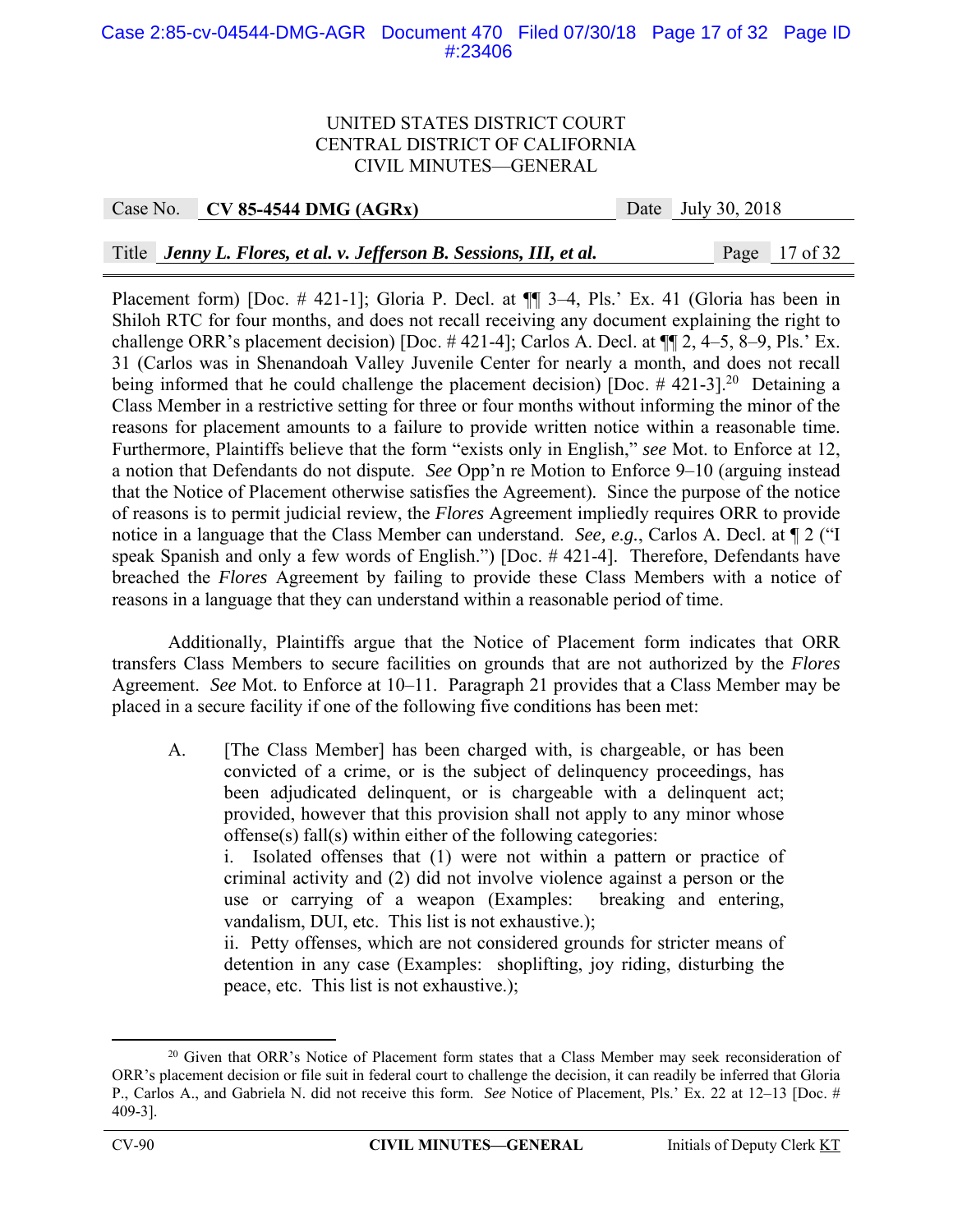Placement form) [Doc. # 421-1]; Gloria P. Decl. at ¶¶ 3–4, Pls.' Ex. 41 (Gloria has been in Shiloh RTC for four months, and does not recall receiving any document explaining the right to challenge ORR's placement decision) [Doc. # 421-4]; Carlos A. Decl. at ¶¶ 2, 4–5, 8–9, Pls.' Ex. 31 (Carlos was in Shenandoah Valley Juvenile Center for nearly a month, and does not recall being informed that he could challenge the placement decision) [Doc. # 421-3].[20] Detaining a Class Member in a restrictive setting for three or four months without informing the minor of the reasons for placement amounts to a failure to provide written notice within a reasonable time. Furthermore, Plaintiffs believe that the form "exists only in English," *see* Mot. to Enforce at 12, a notion that Defendants do not dispute. *See* Opp'n re Motion to Enforce 9–10 (arguing instead that the Notice of Placement otherwise satisfies the Agreement). Since the purpose of the notice of reasons is to permit judicial review, the *Flores* Agreement impliedly requires ORR to provide notice in a language that the Class Member can understand. *See, e.g.*, Carlos A. Decl. at ¶ 2 ("I speak Spanish and only a few words of English.") [Doc. # 421-4]. Therefore, Defendants have breached the *Flores* Agreement by failing to provide these Class Members with a notice of reasons in a language that they can understand within a reasonable period of time.

Additionally, Plaintiffs argue that the Notice of Placement form indicates that ORR transfers Class Members to secure facilities on grounds that are not authorized by the *Flores* Agreement. *See* Mot. to Enforce at 10–11. Paragraph 21 provides that a Class Member may be placed in a secure facility if one of the following five conditions has been met:

> A. [The Class Member] has been charged with, is chargeable, or has been convicted of a crime, or is the subject of delinquency proceedings, has been adjudicated delinquent, or is chargeable with a delinquent act; provided, however that this provision shall not apply to any minor whose offense(s) fall(s) within either of the following categories:
> i. Isolated offenses that (1) were not within a pattern or practice of criminal activity and (2) did not involve violence against a person or the use or carrying of a weapon (Examples: breaking and entering, vandalism, DUI, etc. This list is not exhaustive.);
> ii. Petty offenses, which are not considered grounds for stricter means of detention in any case (Examples: shoplifting, joy riding, disturbing the peace, etc. This list is not exhaustive.);

---

[20] Given that ORR's Notice of Placement form states that a Class Member may seek reconsideration of ORR's placement decision or file suit in federal court to challenge the decision, it can readily be inferred that Gloria P., Carlos A., and Gabriela N. did not receive this form. *See* Notice of Placement, Pls.' Ex. 22 at 12–13 [Doc. # 409-3].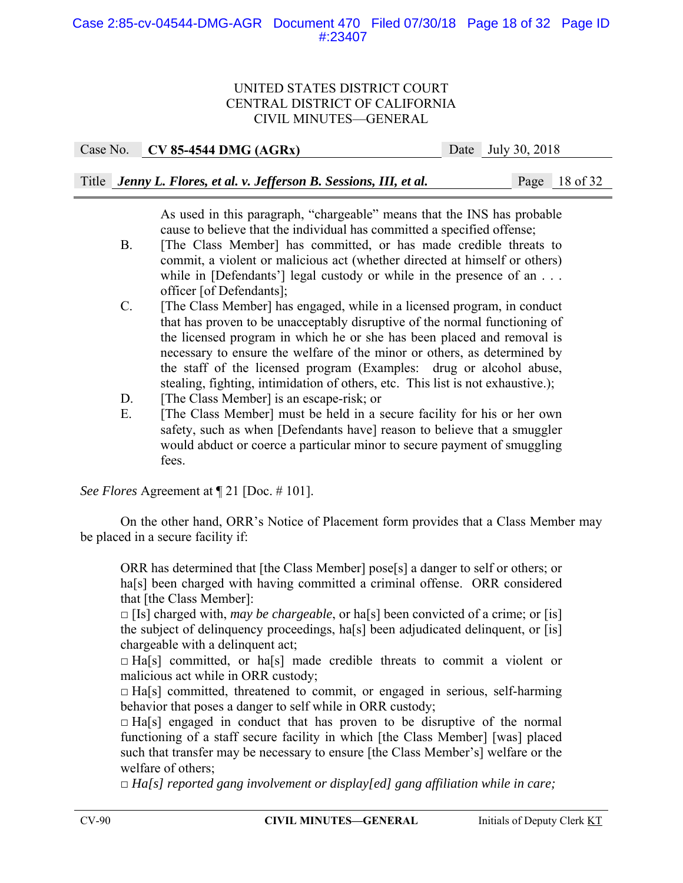> As used in this paragraph, "chargeable" means that the INS has probable cause to believe that the individual has committed a specified offense;
>
> B. [The Class Member] has committed, or has made credible threats to commit, a violent or malicious act (whether directed at himself or others) while in [Defendants'] legal custody or while in the presence of an . . . officer [of Defendants];
>
> C. [The Class Member] has engaged, while in a licensed program, in conduct that has proven to be unacceptably disruptive of the normal functioning of the licensed program in which he or she has been placed and removal is necessary to ensure the welfare of the minor or others, as determined by the staff of the licensed program (Examples: drug or alcohol abuse, stealing, fighting, intimidation of others, etc. This list is not exhaustive.);
>
> D. [The Class Member] is an escape-risk; or
>
> E. [The Class Member] must be held in a secure facility for his or her own safety, such as when [Defendants have] reason to believe that a smuggler would abduct or coerce a particular minor to secure payment of smuggling fees.

*See Flores* Agreement at ¶ 21 [Doc. # 101].

On the other hand, ORR's Notice of Placement form provides that a Class Member may be placed in a secure facility if:

> ORR has determined that [the Class Member] pose[s] a danger to self or others; or ha[s] been charged with having committed a criminal offense. ORR considered that [the Class Member]:
>
> □ [Is] charged with, *may be chargeable*, or ha[s] been convicted of a crime; or [is] the subject of delinquency proceedings, ha[s] been adjudicated delinquent, or [is] chargeable with a delinquent act;
>
> □ Ha[s] committed, or ha[s] made credible threats to commit a violent or malicious act while in ORR custody;
>
> □ Ha[s] committed, threatened to commit, or engaged in serious, self-harming behavior that poses a danger to self while in ORR custody;
>
> □ Ha[s] engaged in conduct that has proven to be disruptive of the normal functioning of a staff secure facility in which [the Class Member] [was] placed such that transfer may be necessary to ensure [the Class Member's] welfare or the welfare of others;
>
> □ *Ha[s] reported gang involvement or display[ed] gang affiliation while in care;*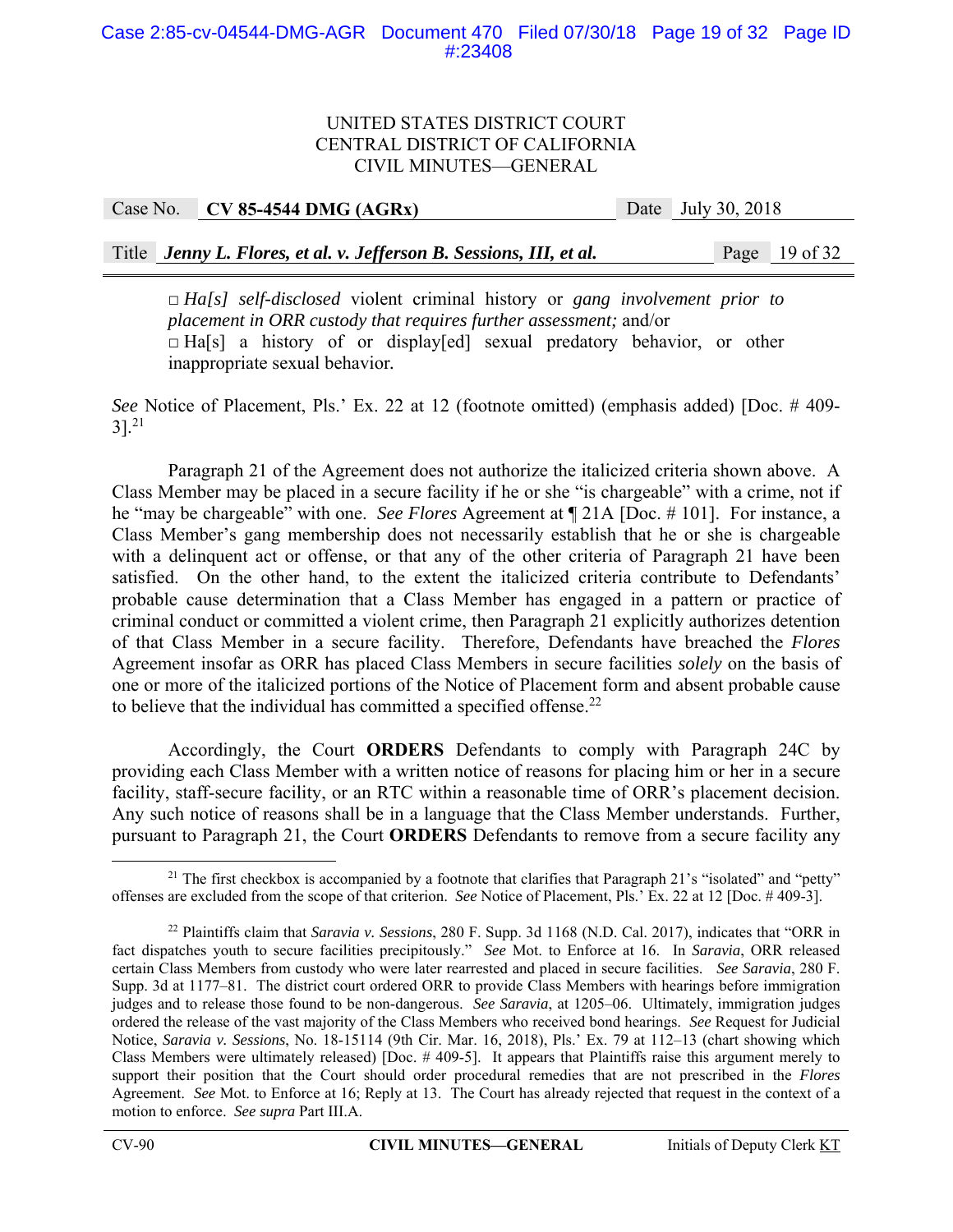□ *Ha[s] self-disclosed* violent criminal history or *gang involvement prior to placement in ORR custody that requires further assessment;* and/or
□ Ha[s] a history of or display[ed] sexual predatory behavior, or other inappropriate sexual behavior.

*See* Notice of Placement, Pls.' Ex. 22 at 12 (footnote omitted) (emphasis added) [Doc. # 409-3].[21]

Paragraph 21 of the Agreement does not authorize the italicized criteria shown above. A Class Member may be placed in a secure facility if he or she "is chargeable" with a crime, not if he "may be chargeable" with one. *See Flores* Agreement at ¶ 21A [Doc. # 101]. For instance, a Class Member's gang membership does not necessarily establish that he or she is chargeable with a delinquent act or offense, or that any of the other criteria of Paragraph 21 have been satisfied. On the other hand, to the extent the italicized criteria contribute to Defendants' probable cause determination that a Class Member has engaged in a pattern or practice of criminal conduct or committed a violent crime, then Paragraph 21 explicitly authorizes detention of that Class Member in a secure facility. Therefore, Defendants have breached the *Flores* Agreement insofar as ORR has placed Class Members in secure facilities *solely* on the basis of one or more of the italicized portions of the Notice of Placement form and absent probable cause to believe that the individual has committed a specified offense.[22]

Accordingly, the Court **ORDERS** Defendants to comply with Paragraph 24C by providing each Class Member with a written notice of reasons for placing him or her in a secure facility, staff-secure facility, or an RTC within a reasonable time of ORR's placement decision. Any such notice of reasons shall be in a language that the Class Member understands. Further, pursuant to Paragraph 21, the Court **ORDERS** Defendants to remove from a secure facility any

---

[21] The first checkbox is accompanied by a footnote that clarifies that Paragraph 21's "isolated" and "petty" offenses are excluded from the scope of that criterion. *See* Notice of Placement, Pls.' Ex. 22 at 12 [Doc. # 409-3].

[22] Plaintiffs claim that *Saravia v. Sessions*, 280 F. Supp. 3d 1168 (N.D. Cal. 2017), indicates that "ORR in fact dispatches youth to secure facilities precipitously." *See* Mot. to Enforce at 16. In *Saravia*, ORR released certain Class Members from custody who were later rearrested and placed in secure facilities. *See Saravia*, 280 F. Supp. 3d at 1177–81. The district court ordered ORR to provide Class Members with hearings before immigration judges and to release those found to be non-dangerous. *See Saravia*, at 1205–06. Ultimately, immigration judges ordered the release of the vast majority of the Class Members who received bond hearings. *See* Request for Judicial Notice, *Saravia v. Sessions*, No. 18-15114 (9th Cir. Mar. 16, 2018), Pls.' Ex. 79 at 112–13 (chart showing which Class Members were ultimately released) [Doc. # 409-5]. It appears that Plaintiffs raise this argument merely to support their position that the Court should order procedural remedies that are not prescribed in the *Flores* Agreement. *See* Mot. to Enforce at 16; Reply at 13. The Court has already rejected that request in the context of a motion to enforce. *See supra* Part III.A.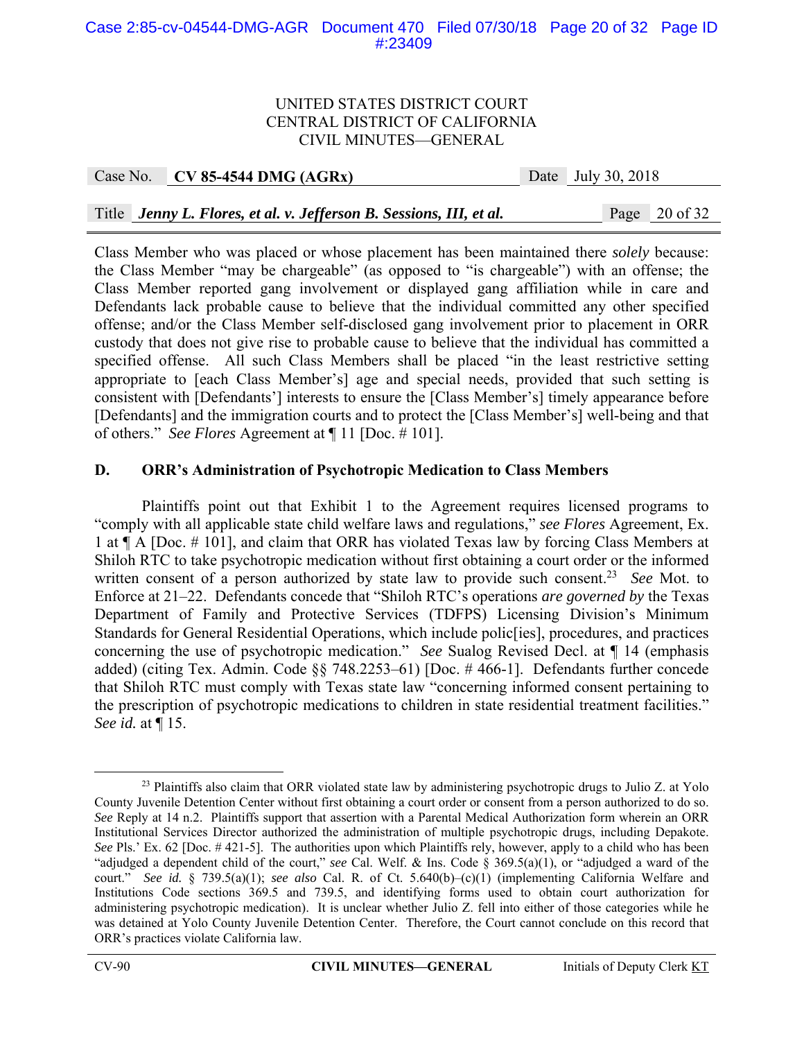Class Member who was placed or whose placement has been maintained there *solely* because: the Class Member "may be chargeable" (as opposed to "is chargeable") with an offense; the Class Member reported gang involvement or displayed gang affiliation while in care and Defendants lack probable cause to believe that the individual committed any other specified offense; and/or the Class Member self-disclosed gang involvement prior to placement in ORR custody that does not give rise to probable cause to believe that the individual has committed a specified offense. All such Class Members shall be placed "in the least restrictive setting appropriate to [each Class Member's] age and special needs, provided that such setting is consistent with [Defendants'] interests to ensure the [Class Member's] timely appearance before [Defendants] and the immigration courts and to protect the [Class Member's] well-being and that of others." *See Flores* Agreement at ¶ 11 [Doc. # 101].

**D. ORR's Administration of Psychotropic Medication to Class Members**

Plaintiffs point out that Exhibit 1 to the Agreement requires licensed programs to "comply with all applicable state child welfare laws and regulations," *see Flores* Agreement, Ex. 1 at ¶ A [Doc. # 101], and claim that ORR has violated Texas law by forcing Class Members at Shiloh RTC to take psychotropic medication without first obtaining a court order or the informed written consent of a person authorized by state law to provide such consent.[23] *See* Mot. to Enforce at 21–22. Defendants concede that "Shiloh RTC's operations *are governed by* the Texas Department of Family and Protective Services (TDFPS) Licensing Division's Minimum Standards for General Residential Operations, which include polic[ies], procedures, and practices concerning the use of psychotropic medication." *See* Sualog Revised Decl. at ¶ 14 (emphasis added) (citing Tex. Admin. Code §§ 748.2253–61) [Doc. # 466-1]. Defendants further concede that Shiloh RTC must comply with Texas state law "concerning informed consent pertaining to the prescription of psychotropic medications to children in state residential treatment facilities." *See id.* at ¶ 15.

---

[23] Plaintiffs also claim that ORR violated state law by administering psychotropic drugs to Julio Z. at Yolo County Juvenile Detention Center without first obtaining a court order or consent from a person authorized to do so. *See* Reply at 14 n.2. Plaintiffs support that assertion with a Parental Medical Authorization form wherein an ORR Institutional Services Director authorized the administration of multiple psychotropic drugs, including Depakote. *See* Pls.' Ex. 62 [Doc. # 421-5]. The authorities upon which Plaintiffs rely, however, apply to a child who has been "adjudged a dependent child of the court," *see* Cal. Welf. & Ins. Code § 369.5(a)(1), or "adjudged a ward of the court." *See id.* § 739.5(a)(1); *see also* Cal. R. of Ct. 5.640(b)–(c)(1) (implementing California Welfare and Institutions Code sections 369.5 and 739.5, and identifying forms used to obtain court authorization for administering psychotropic medication). It is unclear whether Julio Z. fell into either of those categories while he was detained at Yolo County Juvenile Detention Center. Therefore, the Court cannot conclude on this record that ORR's practices violate California law.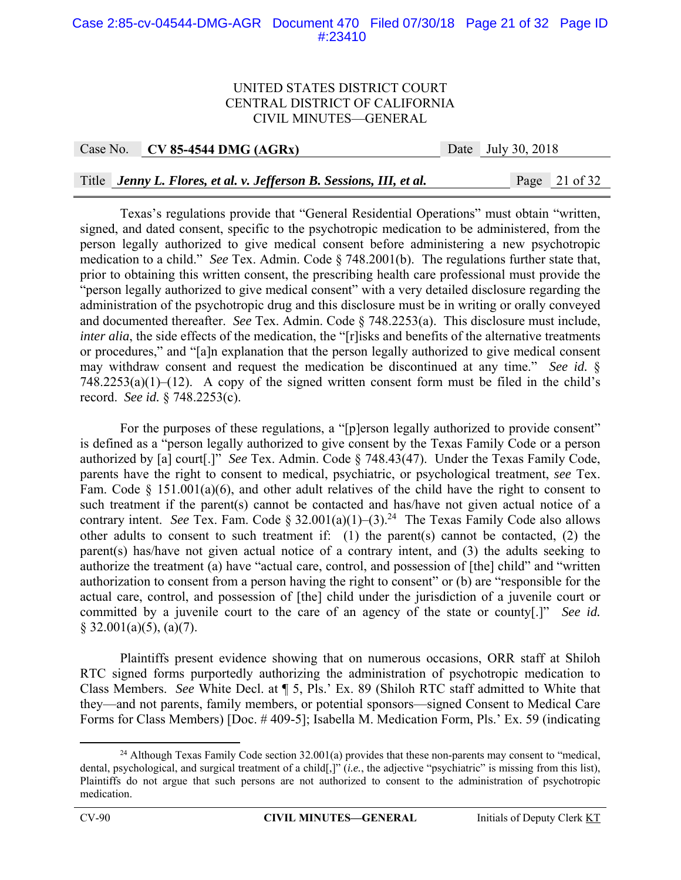Texas's regulations provide that "General Residential Operations" must obtain "written, signed, and dated consent, specific to the psychotropic medication to be administered, from the person legally authorized to give medical consent before administering a new psychotropic medication to a child." *See* Tex. Admin. Code § 748.2001(b). The regulations further state that, prior to obtaining this written consent, the prescribing health care professional must provide the "person legally authorized to give medical consent" with a very detailed disclosure regarding the administration of the psychotropic drug and this disclosure must be in writing or orally conveyed and documented thereafter. *See* Tex. Admin. Code § 748.2253(a). This disclosure must include, *inter alia*, the side effects of the medication, the "[r]isks and benefits of the alternative treatments or procedures," and "[a]n explanation that the person legally authorized to give medical consent may withdraw consent and request the medication be discontinued at any time." *See id.* § 748.2253(a)(1)–(12). A copy of the signed written consent form must be filed in the child's record. *See id.* § 748.2253(c).

For the purposes of these regulations, a "[p]erson legally authorized to provide consent" is defined as a "person legally authorized to give consent by the Texas Family Code or a person authorized by [a] court[.]" *See* Tex. Admin. Code § 748.43(47). Under the Texas Family Code, parents have the right to consent to medical, psychiatric, or psychological treatment, *see* Tex. Fam. Code § 151.001(a)(6), and other adult relatives of the child have the right to consent to such treatment if the parent(s) cannot be contacted and has/have not given actual notice of a contrary intent. *See* Tex. Fam. Code § 32.001(a)(1)–(3).[24] The Texas Family Code also allows other adults to consent to such treatment if: (1) the parent(s) cannot be contacted, (2) the parent(s) has/have not given actual notice of a contrary intent, and (3) the adults seeking to authorize the treatment (a) have "actual care, control, and possession of [the] child" and "written authorization to consent from a person having the right to consent" or (b) are "responsible for the actual care, control, and possession of [the] child under the jurisdiction of a juvenile court or committed by a juvenile court to the care of an agency of the state or county[.]" *See id.* § 32.001(a)(5), (a)(7).

Plaintiffs present evidence showing that on numerous occasions, ORR staff at Shiloh RTC signed forms purportedly authorizing the administration of psychotropic medication to Class Members. *See* White Decl. at ¶ 5, Pls.' Ex. 89 (Shiloh RTC staff admitted to White that they—and not parents, family members, or potential sponsors—signed Consent to Medical Care Forms for Class Members) [Doc. # 409-5]; Isabella M. Medication Form, Pls.' Ex. 59 (indicating

---

[24] Although Texas Family Code section 32.001(a) provides that these non-parents may consent to "medical, dental, psychological, and surgical treatment of a child[,]" (*i.e.*, the adjective "psychiatric" is missing from this list), Plaintiffs do not argue that such persons are not authorized to consent to the administration of psychotropic medication.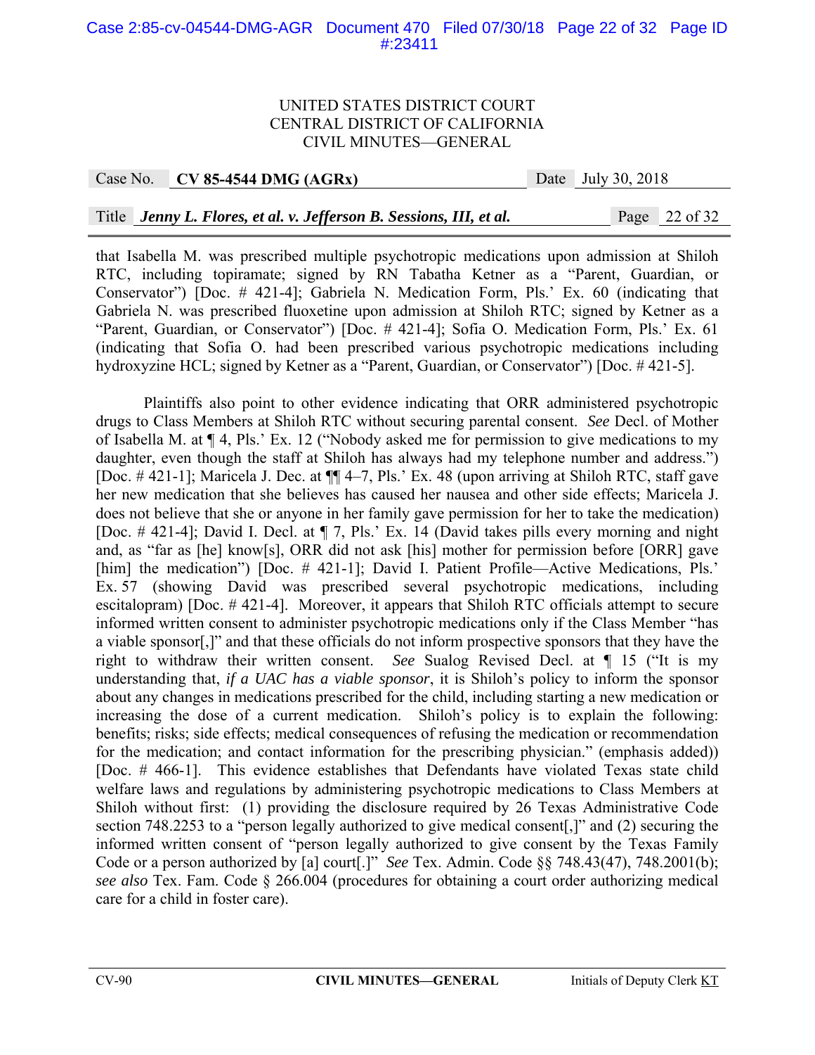that Isabella M. was prescribed multiple psychotropic medications upon admission at Shiloh RTC, including topiramate; signed by RN Tabatha Ketner as a "Parent, Guardian, or Conservator") [Doc. # 421-4]; Gabriela N. Medication Form, Pls.' Ex. 60 (indicating that Gabriela N. was prescribed fluoxetine upon admission at Shiloh RTC; signed by Ketner as a "Parent, Guardian, or Conservator") [Doc. # 421-4]; Sofia O. Medication Form, Pls.' Ex. 61 (indicating that Sofia O. had been prescribed various psychotropic medications including hydroxyzine HCL; signed by Ketner as a "Parent, Guardian, or Conservator") [Doc. # 421-5].

Plaintiffs also point to other evidence indicating that ORR administered psychotropic drugs to Class Members at Shiloh RTC without securing parental consent. *See* Decl. of Mother of Isabella M. at ¶ 4, Pls.' Ex. 12 ("Nobody asked me for permission to give medications to my daughter, even though the staff at Shiloh has always had my telephone number and address.") [Doc. # 421-1]; Maricela J. Dec. at ¶¶ 4–7, Pls.' Ex. 48 (upon arriving at Shiloh RTC, staff gave her new medication that she believes has caused her nausea and other side effects; Maricela J. does not believe that she or anyone in her family gave permission for her to take the medication) [Doc. # 421-4]; David I. Decl. at ¶ 7, Pls.' Ex. 14 (David takes pills every morning and night and, as "far as [he] know[s], ORR did not ask [his] mother for permission before [ORR] gave [him] the medication") [Doc. # 421-1]; David I. Patient Profile—Active Medications, Pls.' Ex. 57 (showing David was prescribed several psychotropic medications, including escitalopram) [Doc. # 421-4]. Moreover, it appears that Shiloh RTC officials attempt to secure informed written consent to administer psychotropic medications only if the Class Member "has a viable sponsor[,]" and that these officials do not inform prospective sponsors that they have the right to withdraw their written consent. *See* Sualog Revised Decl. at ¶ 15 ("It is my understanding that, *if a UAC has a viable sponsor*, it is Shiloh's policy to inform the sponsor about any changes in medications prescribed for the child, including starting a new medication or increasing the dose of a current medication. Shiloh's policy is to explain the following: benefits; risks; side effects; medical consequences of refusing the medication or recommendation for the medication; and contact information for the prescribing physician." (emphasis added)) [Doc. # 466-1]. This evidence establishes that Defendants have violated Texas state child welfare laws and regulations by administering psychotropic medications to Class Members at Shiloh without first: (1) providing the disclosure required by 26 Texas Administrative Code section 748.2253 to a "person legally authorized to give medical consent[,]" and (2) securing the informed written consent of "person legally authorized to give consent by the Texas Family Code or a person authorized by [a] court[.]" *See* Tex. Admin. Code §§ 748.43(47), 748.2001(b); *see also* Tex. Fam. Code § 266.004 (procedures for obtaining a court order authorizing medical care for a child in foster care).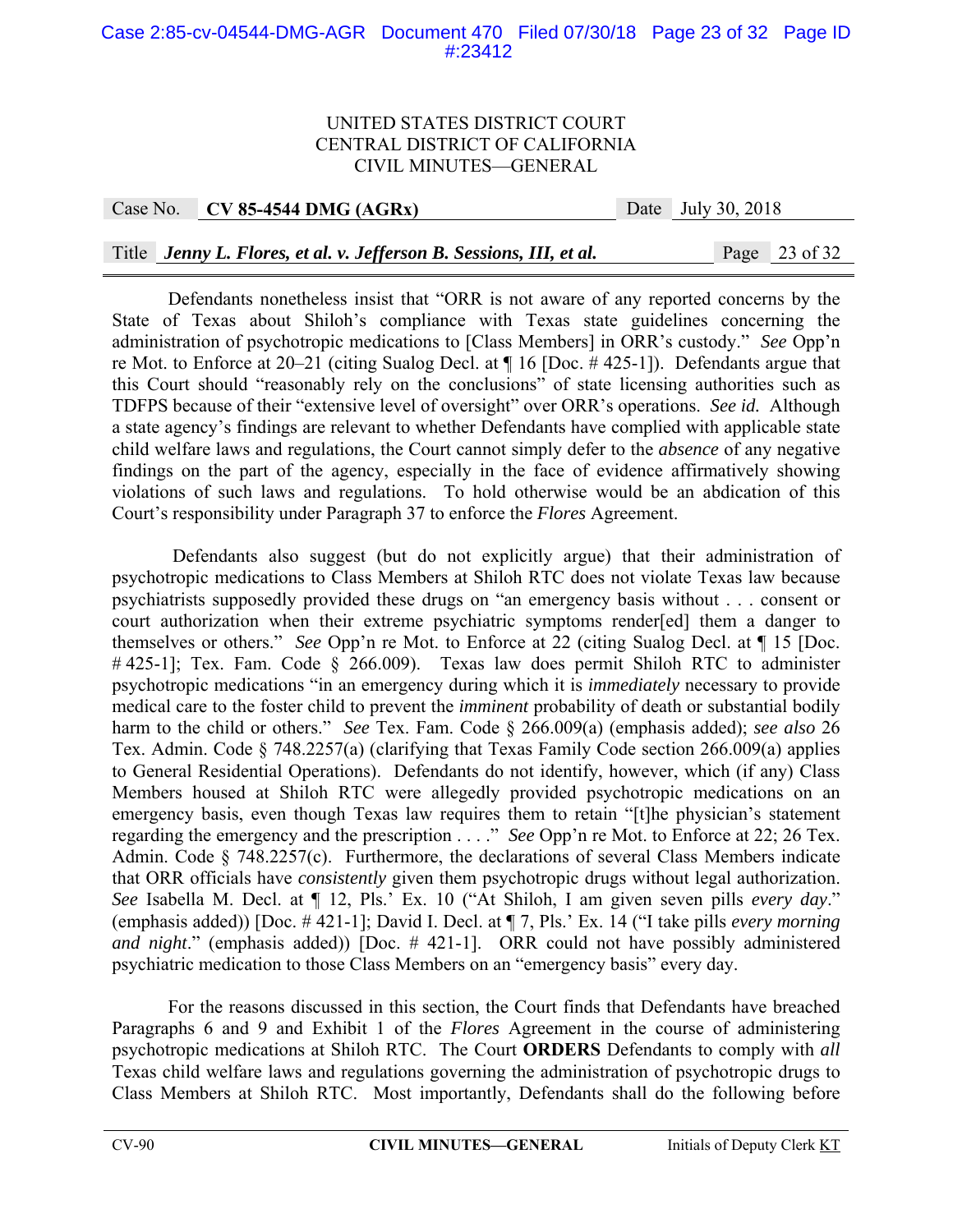Defendants nonetheless insist that "ORR is not aware of any reported concerns by the State of Texas about Shiloh's compliance with Texas state guidelines concerning the administration of psychotropic medications to [Class Members] in ORR's custody." *See* Opp'n re Mot. to Enforce at 20–21 (citing Sualog Decl. at ¶ 16 [Doc. # 425-1]). Defendants argue that this Court should "reasonably rely on the conclusions" of state licensing authorities such as TDFPS because of their "extensive level of oversight" over ORR's operations. *See id.* Although a state agency's findings are relevant to whether Defendants have complied with applicable state child welfare laws and regulations, the Court cannot simply defer to the *absence* of any negative findings on the part of the agency, especially in the face of evidence affirmatively showing violations of such laws and regulations. To hold otherwise would be an abdication of this Court's responsibility under Paragraph 37 to enforce the *Flores* Agreement.

Defendants also suggest (but do not explicitly argue) that their administration of psychotropic medications to Class Members at Shiloh RTC does not violate Texas law because psychiatrists supposedly provided these drugs on "an emergency basis without . . . consent or court authorization when their extreme psychiatric symptoms render[ed] them a danger to themselves or others." *See* Opp'n re Mot. to Enforce at 22 (citing Sualog Decl. at ¶ 15 [Doc. # 425-1]; Tex. Fam. Code § 266.009). Texas law does permit Shiloh RTC to administer psychotropic medications "in an emergency during which it is *immediately* necessary to provide medical care to the foster child to prevent the *imminent* probability of death or substantial bodily harm to the child or others." *See* Tex. Fam. Code § 266.009(a) (emphasis added); *see also* 26 Tex. Admin. Code § 748.2257(a) (clarifying that Texas Family Code section 266.009(a) applies to General Residential Operations). Defendants do not identify, however, which (if any) Class Members housed at Shiloh RTC were allegedly provided psychotropic medications on an emergency basis, even though Texas law requires them to retain "[t]he physician's statement regarding the emergency and the prescription . . . ." *See* Opp'n re Mot. to Enforce at 22; 26 Tex. Admin. Code § 748.2257(c). Furthermore, the declarations of several Class Members indicate that ORR officials have *consistently* given them psychotropic drugs without legal authorization. *See* Isabella M. Decl. at ¶ 12, Pls.' Ex. 10 ("At Shiloh, I am given seven pills *every day*." (emphasis added)) [Doc. # 421-1]; David I. Decl. at ¶ 7, Pls.' Ex. 14 ("I take pills *every morning and night*." (emphasis added)) [Doc. # 421-1]. ORR could not have possibly administered psychiatric medication to those Class Members on an "emergency basis" every day.

For the reasons discussed in this section, the Court finds that Defendants have breached Paragraphs 6 and 9 and Exhibit 1 of the *Flores* Agreement in the course of administering psychotropic medications at Shiloh RTC. The Court **ORDERS** Defendants to comply with *all* Texas child welfare laws and regulations governing the administration of psychotropic drugs to Class Members at Shiloh RTC. Most importantly, Defendants shall do the following before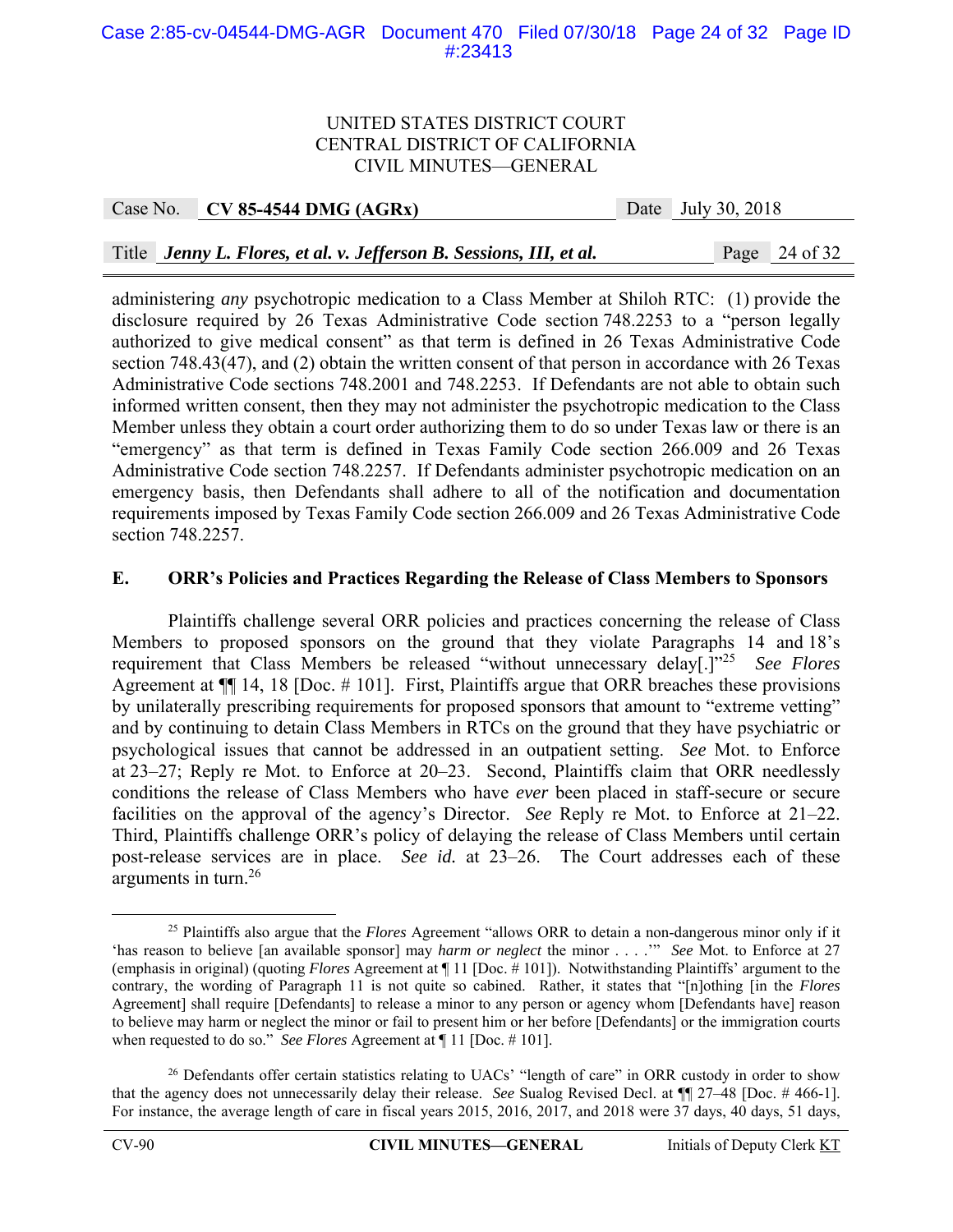administering *any* psychotropic medication to a Class Member at Shiloh RTC: (1) provide the disclosure required by 26 Texas Administrative Code section 748.2253 to a "person legally authorized to give medical consent" as that term is defined in 26 Texas Administrative Code section 748.43(47), and (2) obtain the written consent of that person in accordance with 26 Texas Administrative Code sections 748.2001 and 748.2253. If Defendants are not able to obtain such informed written consent, then they may not administer the psychotropic medication to the Class Member unless they obtain a court order authorizing them to do so under Texas law or there is an "emergency" as that term is defined in Texas Family Code section 266.009 and 26 Texas Administrative Code section 748.2257. If Defendants administer psychotropic medication on an emergency basis, then Defendants shall adhere to all of the notification and documentation requirements imposed by Texas Family Code section 266.009 and 26 Texas Administrative Code section 748.2257.

## E. ORR's Policies and Practices Regarding the Release of Class Members to Sponsors

Plaintiffs challenge several ORR policies and practices concerning the release of Class Members to proposed sponsors on the ground that they violate Paragraphs 14 and 18's requirement that Class Members be released "without unnecessary delay[.]"[25] *See Flores* Agreement at ¶¶ 14, 18 [Doc. # 101]. First, Plaintiffs argue that ORR breaches these provisions by unilaterally prescribing requirements for proposed sponsors that amount to "extreme vetting" and by continuing to detain Class Members in RTCs on the ground that they have psychiatric or psychological issues that cannot be addressed in an outpatient setting. *See* Mot. to Enforce at 23–27; Reply re Mot. to Enforce at 20–23. Second, Plaintiffs claim that ORR needlessly conditions the release of Class Members who have *ever* been placed in staff-secure or secure facilities on the approval of the agency's Director. *See* Reply re Mot. to Enforce at 21–22. Third, Plaintiffs challenge ORR's policy of delaying the release of Class Members until certain post-release services are in place. *See id.* at 23–26. The Court addresses each of these arguments in turn.[26]

---

[25] Plaintiffs also argue that the *Flores* Agreement "allows ORR to detain a non-dangerous minor only if it 'has reason to believe [an available sponsor] may *harm or neglect* the minor . . . .'" *See* Mot. to Enforce at 27 (emphasis in original) (quoting *Flores* Agreement at ¶ 11 [Doc. # 101]). Notwithstanding Plaintiffs' argument to the contrary, the wording of Paragraph 11 is not quite so cabined. Rather, it states that "[n]othing [in the *Flores* Agreement] shall require [Defendants] to release a minor to any person or agency whom [Defendants have] reason to believe may harm or neglect the minor or fail to present him or her before [Defendants] or the immigration courts when requested to do so." *See Flores* Agreement at ¶ 11 [Doc. # 101].

[26] Defendants offer certain statistics relating to UACs' "length of care" in ORR custody in order to show that the agency does not unnecessarily delay their release. *See* Sualog Revised Decl. at ¶¶ 27–48 [Doc. # 466-1]. For instance, the average length of care in fiscal years 2015, 2016, 2017, and 2018 were 37 days, 40 days, 51 days,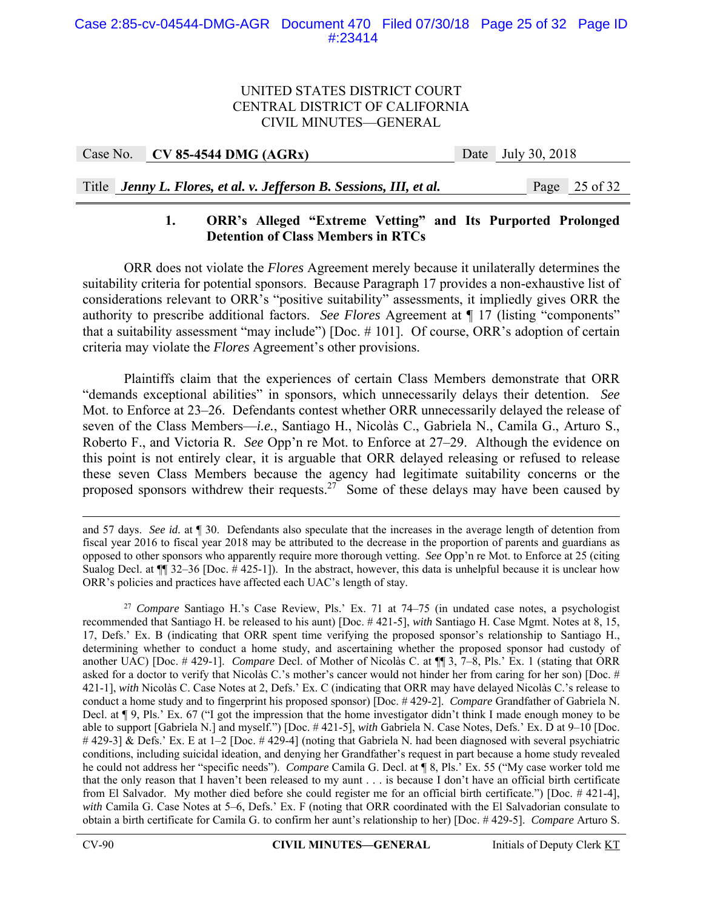### 1. ORR's Alleged "Extreme Vetting" and Its Purported Prolonged Detention of Class Members in RTCs

ORR does not violate the *Flores* Agreement merely because it unilaterally determines the suitability criteria for potential sponsors. Because Paragraph 17 provides a non-exhaustive list of considerations relevant to ORR's "positive suitability" assessments, it impliedly gives ORR the authority to prescribe additional factors. *See Flores* Agreement at ¶ 17 (listing "components" that a suitability assessment "may include") [Doc. # 101]. Of course, ORR's adoption of certain criteria may violate the *Flores* Agreement's other provisions.

Plaintiffs claim that the experiences of certain Class Members demonstrate that ORR "demands exceptional abilities" in sponsors, which unnecessarily delays their detention. *See* Mot. to Enforce at 23–26. Defendants contest whether ORR unnecessarily delayed the release of seven of the Class Members—*i.e.*, Santiago H., Nicolàs C., Gabriela N., Camila G., Arturo S., Roberto F., and Victoria R. *See* Opp'n re Mot. to Enforce at 27–29. Although the evidence on this point is not entirely clear, it is arguable that ORR delayed releasing or refused to release these seven Class Members because the agency had legitimate suitability concerns or the proposed sponsors withdrew their requests.[27] Some of these delays may have been caused by

---

and 57 days. *See id.* at ¶ 30. Defendants also speculate that the increases in the average length of detention from fiscal year 2016 to fiscal year 2018 may be attributed to the decrease in the proportion of parents and guardians as opposed to other sponsors who apparently require more thorough vetting. *See* Opp'n re Mot. to Enforce at 25 (citing Sualog Decl. at ¶¶ 32–36 [Doc. # 425-1]). In the abstract, however, this data is unhelpful because it is unclear how ORR's policies and practices have affected each UAC's length of stay.

[27] *Compare* Santiago H.'s Case Review, Pls.' Ex. 71 at 74–75 (in undated case notes, a psychologist recommended that Santiago H. be released to his aunt) [Doc. # 421-5], *with* Santiago H. Case Mgmt. Notes at 8, 15, 17, Defs.' Ex. B (indicating that ORR spent time verifying the proposed sponsor's relationship to Santiago H., determining whether to conduct a home study, and ascertaining whether the proposed sponsor had custody of another UAC) [Doc. # 429-1]. *Compare* Decl. of Mother of Nicolàs C. at ¶¶ 3, 7–8, Pls.' Ex. 1 (stating that ORR asked for a doctor to verify that Nicolàs C.'s mother's cancer would not hinder her from caring for her son) [Doc. # 421-1], *with* Nicolàs C. Case Notes at 2, Defs.' Ex. C (indicating that ORR may have delayed Nicolàs C.'s release to conduct a home study and to fingerprint his proposed sponsor) [Doc. # 429-2]. *Compare* Grandfather of Gabriela N. Decl. at ¶ 9, Pls.' Ex. 67 ("I got the impression that the home investigator didn't think I made enough money to be able to support [Gabriela N.] and myself.") [Doc. # 421-5], *with* Gabriela N. Case Notes, Defs.' Ex. D at 9–10 [Doc. # 429-3] & Defs.' Ex. E at 1–2 [Doc. # 429-4] (noting that Gabriela N. had been diagnosed with several psychiatric conditions, including suicidal ideation, and denying her Grandfather's request in part because a home study revealed he could not address her "specific needs"). *Compare* Camila G. Decl. at ¶ 8, Pls.' Ex. 55 ("My case worker told me that the only reason that I haven't been released to my aunt . . . is because I don't have an official birth certificate from El Salvador. My mother died before she could register me for an official birth certificate.") [Doc. # 421-4], *with* Camila G. Case Notes at 5–6, Defs.' Ex. F (noting that ORR coordinated with the El Salvadorian consulate to obtain a birth certificate for Camila G. to confirm her aunt's relationship to her) [Doc. # 429-5]. *Compare* Arturo S.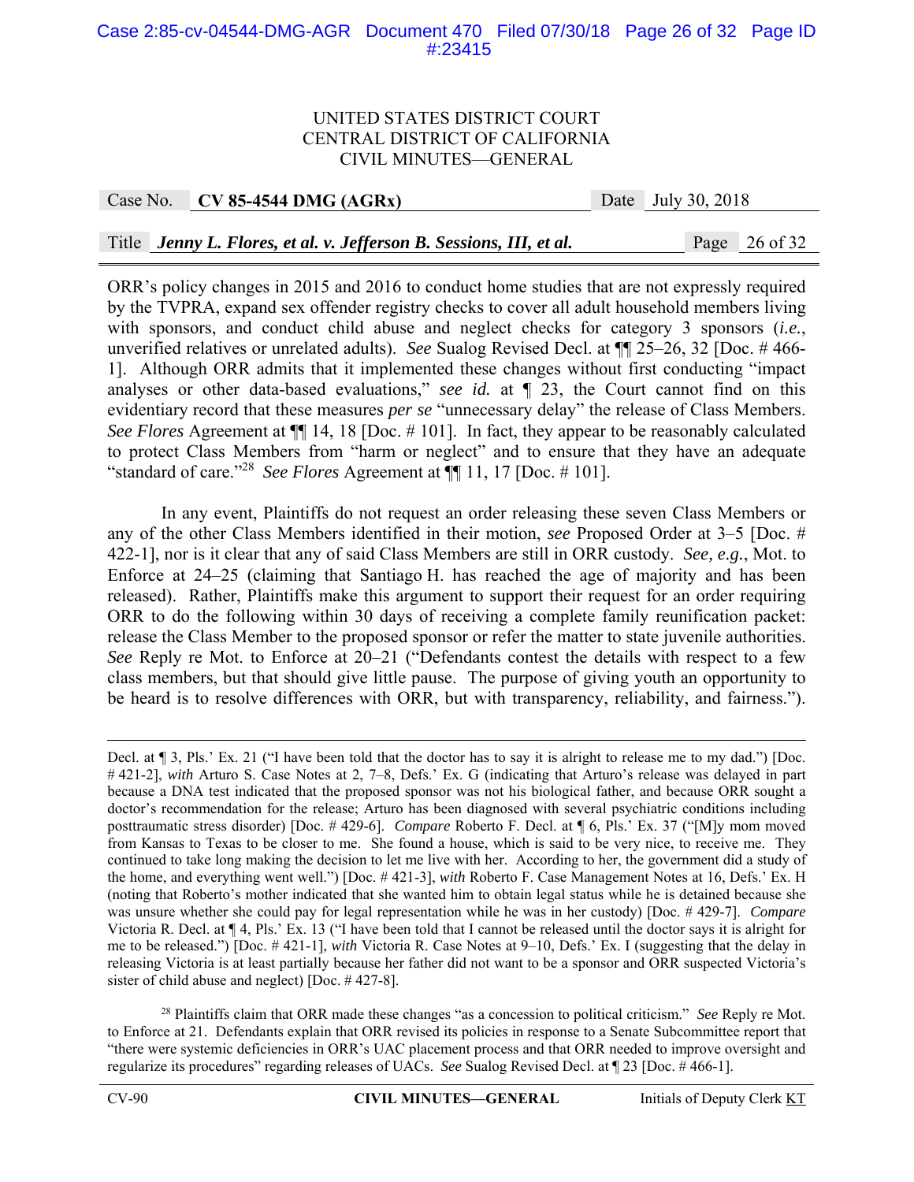ORR's policy changes in 2015 and 2016 to conduct home studies that are not expressly required by the TVPRA, expand sex offender registry checks to cover all adult household members living with sponsors, and conduct child abuse and neglect checks for category 3 sponsors (*i.e.*, unverified relatives or unrelated adults). *See* Sualog Revised Decl. at ¶¶ 25–26, 32 [Doc. # 466-1]. Although ORR admits that it implemented these changes without first conducting "impact analyses or other data-based evaluations," *see id.* at ¶ 23, the Court cannot find on this evidentiary record that these measures *per se* "unnecessary delay" the release of Class Members. *See Flores* Agreement at ¶¶ 14, 18 [Doc. # 101]. In fact, they appear to be reasonably calculated to protect Class Members from "harm or neglect" and to ensure that they have an adequate "standard of care."[28] *See Flores* Agreement at ¶¶ 11, 17 [Doc. # 101].

In any event, Plaintiffs do not request an order releasing these seven Class Members or any of the other Class Members identified in their motion, *see* Proposed Order at 3–5 [Doc. # 422-1], nor is it clear that any of said Class Members are still in ORR custody. *See, e.g.*, Mot. to Enforce at 24–25 (claiming that Santiago H. has reached the age of majority and has been released). Rather, Plaintiffs make this argument to support their request for an order requiring ORR to do the following within 30 days of receiving a complete family reunification packet: release the Class Member to the proposed sponsor or refer the matter to state juvenile authorities. *See* Reply re Mot. to Enforce at 20–21 ("Defendants contest the details with respect to a few class members, but that should give little pause. The purpose of giving youth an opportunity to be heard is to resolve differences with ORR, but with transparency, reliability, and fairness.").

---

Decl. at ¶ 3, Pls.' Ex. 21 ("I have been told that the doctor has to say it is alright to release me to my dad.") [Doc. # 421-2], *with* Arturo S. Case Notes at 2, 7–8, Defs.' Ex. G (indicating that Arturo's release was delayed in part because a DNA test indicated that the proposed sponsor was not his biological father, and because ORR sought a doctor's recommendation for the release; Arturo has been diagnosed with several psychiatric conditions including posttraumatic stress disorder) [Doc. # 429-6]. *Compare* Roberto F. Decl. at ¶ 6, Pls.' Ex. 37 ("[M]y mom moved from Kansas to Texas to be closer to me. She found a house, which is said to be very nice, to receive me. They continued to take long making the decision to let me live with her. According to her, the government did a study of the home, and everything went well.") [Doc. # 421-3], *with* Roberto F. Case Management Notes at 16, Defs.' Ex. H (noting that Roberto's mother indicated that she wanted him to obtain legal status while he is detained because she was unsure whether she could pay for legal representation while he was in her custody) [Doc. # 429-7]. *Compare* Victoria R. Decl. at ¶ 4, Pls.' Ex. 13 ("I have been told that I cannot be released until the doctor says it is alright for me to be released.") [Doc. # 421-1], *with* Victoria R. Case Notes at 9–10, Defs.' Ex. I (suggesting that the delay in releasing Victoria is at least partially because her father did not want to be a sponsor and ORR suspected Victoria's sister of child abuse and neglect) [Doc. # 427-8].

[28] Plaintiffs claim that ORR made these changes "as a concession to political criticism." *See* Reply re Mot. to Enforce at 21. Defendants explain that ORR revised its policies in response to a Senate Subcommittee report that "there were systemic deficiencies in ORR's UAC placement process and that ORR needed to improve oversight and regularize its procedures" regarding releases of UACs. *See* Sualog Revised Decl. at ¶ 23 [Doc. # 466-1].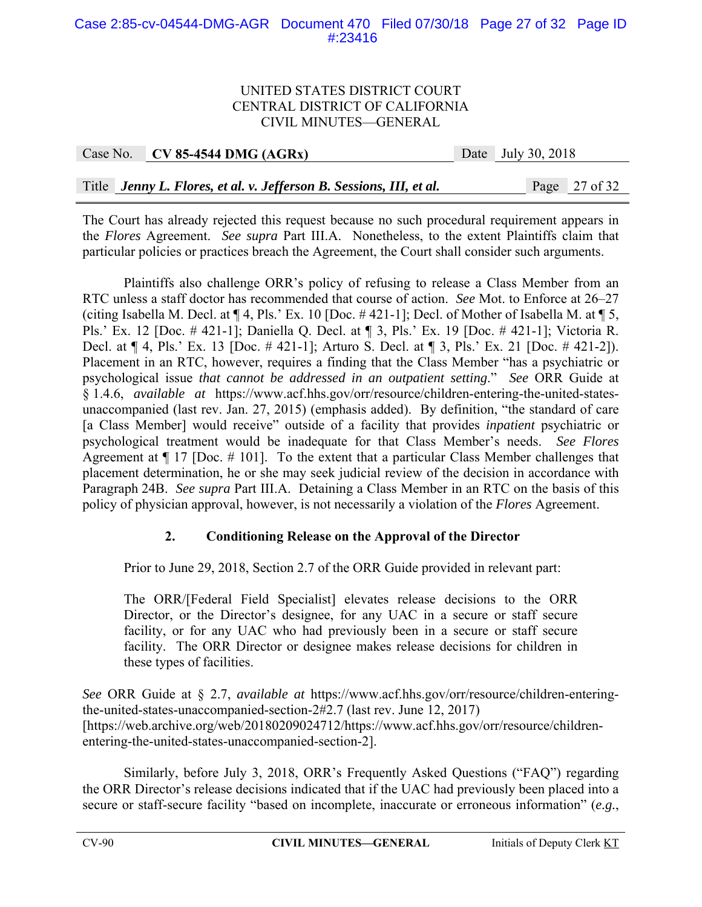The Court has already rejected this request because no such procedural requirement appears in the *Flores* Agreement. *See supra* Part III.A. Nonetheless, to the extent Plaintiffs claim that particular policies or practices breach the Agreement, the Court shall consider such arguments.

Plaintiffs also challenge ORR's policy of refusing to release a Class Member from an RTC unless a staff doctor has recommended that course of action. *See* Mot. to Enforce at 26–27 (citing Isabella M. Decl. at ¶ 4, Pls.' Ex. 10 [Doc. # 421-1]; Decl. of Mother of Isabella M. at ¶ 5, Pls.' Ex. 12 [Doc. # 421-1]; Daniella Q. Decl. at ¶ 3, Pls.' Ex. 19 [Doc. # 421-1]; Victoria R. Decl. at ¶ 4, Pls.' Ex. 13 [Doc. # 421-1]; Arturo S. Decl. at ¶ 3, Pls.' Ex. 21 [Doc. # 421-2]). Placement in an RTC, however, requires a finding that the Class Member "has a psychiatric or psychological issue *that cannot be addressed in an outpatient setting*." *See* ORR Guide at § 1.4.6, *available at* https://www.acf.hhs.gov/orr/resource/children-entering-the-united-states-unaccompanied (last rev. Jan. 27, 2015) (emphasis added). By definition, "the standard of care [a Class Member] would receive" outside of a facility that provides *inpatient* psychiatric or psychological treatment would be inadequate for that Class Member's needs. *See Flores* Agreement at ¶ 17 [Doc. # 101]. To the extent that a particular Class Member challenges that placement determination, he or she may seek judicial review of the decision in accordance with Paragraph 24B. *See supra* Part III.A. Detaining a Class Member in an RTC on the basis of this policy of physician approval, however, is not necessarily a violation of the *Flores* Agreement.

### 2. Conditioning Release on the Approval of the Director

Prior to June 29, 2018, Section 2.7 of the ORR Guide provided in relevant part:

> The ORR/[Federal Field Specialist] elevates release decisions to the ORR Director, or the Director's designee, for any UAC in a secure or staff secure facility, or for any UAC who had previously been in a secure or staff secure facility. The ORR Director or designee makes release decisions for children in these types of facilities.

*See* ORR Guide at § 2.7, *available at* https://www.acf.hhs.gov/orr/resource/children-entering-the-united-states-unaccompanied-section-2#2.7 (last rev. June 12, 2017) [https://web.archive.org/web/20180209024712/https://www.acf.hhs.gov/orr/resource/children-entering-the-united-states-unaccompanied-section-2].

Similarly, before July 3, 2018, ORR's Frequently Asked Questions ("FAQ") regarding the ORR Director's release decisions indicated that if the UAC had previously been placed into a secure or staff-secure facility "based on incomplete, inaccurate or erroneous information" (*e.g.*,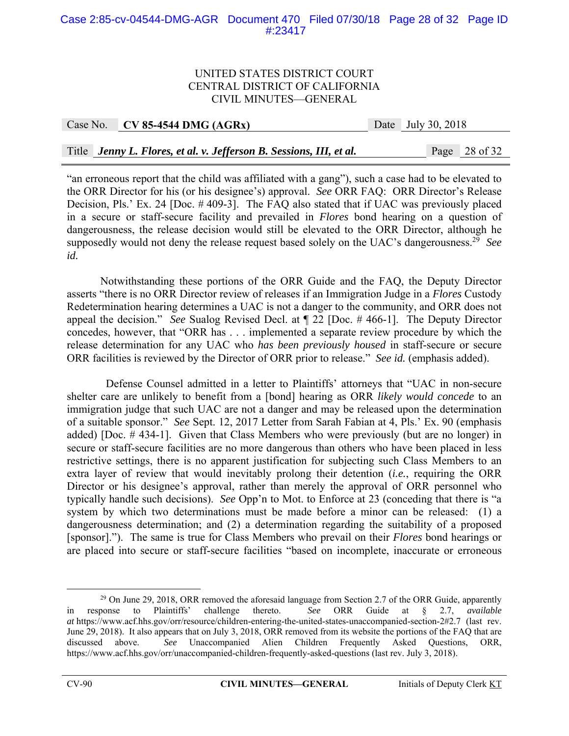"an erroneous report that the child was affiliated with a gang"), such a case had to be elevated to the ORR Director for his (or his designee's) approval. *See* ORR FAQ: ORR Director's Release Decision, Pls.' Ex. 24 [Doc. # 409-3]. The FAQ also stated that if UAC was previously placed in a secure or staff-secure facility and prevailed in *Flores* bond hearing on a question of dangerousness, the release decision would still be elevated to the ORR Director, although he supposedly would not deny the release request based solely on the UAC's dangerousness.[29] *See id.*

Notwithstanding these portions of the ORR Guide and the FAQ, the Deputy Director asserts "there is no ORR Director review of releases if an Immigration Judge in a *Flores* Custody Redetermination hearing determines a UAC is not a danger to the community, and ORR does not appeal the decision." *See* Sualog Revised Decl. at ¶ 22 [Doc. # 466-1]. The Deputy Director concedes, however, that "ORR has . . . implemented a separate review procedure by which the release determination for any UAC who *has been previously housed* in staff-secure or secure ORR facilities is reviewed by the Director of ORR prior to release." *See id.* (emphasis added).

Defense Counsel admitted in a letter to Plaintiffs' attorneys that "UAC in non-secure shelter care are unlikely to benefit from a [bond] hearing as ORR *likely would concede* to an immigration judge that such UAC are not a danger and may be released upon the determination of a suitable sponsor." *See* Sept. 12, 2017 Letter from Sarah Fabian at 4, Pls.' Ex. 90 (emphasis added) [Doc. # 434-1]. Given that Class Members who were previously (but are no longer) in secure or staff-secure facilities are no more dangerous than others who have been placed in less restrictive settings, there is no apparent justification for subjecting such Class Members to an extra layer of review that would inevitably prolong their detention (*i.e.*, requiring the ORR Director or his designee's approval, rather than merely the approval of ORR personnel who typically handle such decisions). *See* Opp'n to Mot. to Enforce at 23 (conceding that there is "a system by which two determinations must be made before a minor can be released: (1) a dangerousness determination; and (2) a determination regarding the suitability of a proposed [sponsor]."). The same is true for Class Members who prevail on their *Flores* bond hearings or are placed into secure or staff-secure facilities "based on incomplete, inaccurate or erroneous

---

[29] On June 29, 2018, ORR removed the aforesaid language from Section 2.7 of the ORR Guide, apparently in response to Plaintiffs' challenge thereto. *See* ORR Guide at § 2.7, *available at* https://www.acf.hhs.gov/orr/resource/children-entering-the-united-states-unaccompanied-section-2#2.7 (last rev. June 29, 2018). It also appears that on July 3, 2018, ORR removed from its website the portions of the FAQ that are discussed above. *See* Unaccompanied Alien Children Frequently Asked Questions, ORR, https://www.acf.hhs.gov/orr/unaccompanied-children-frequently-asked-questions (last rev. July 3, 2018).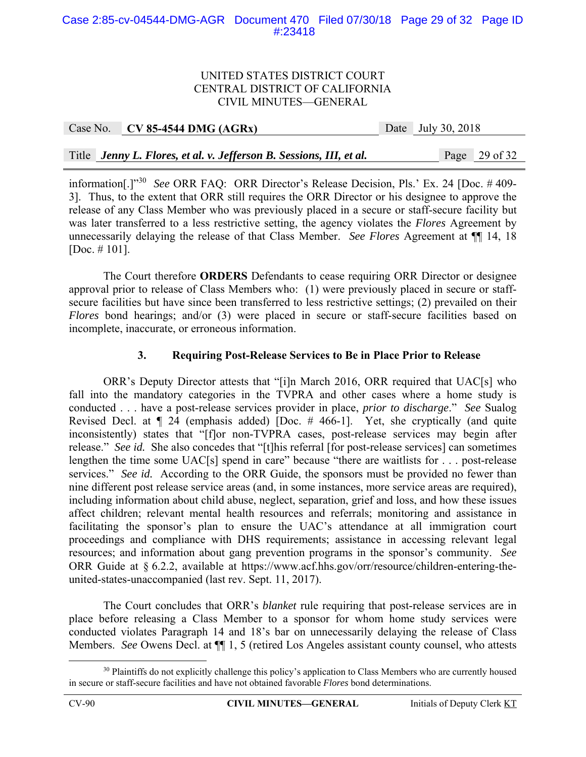information[.]"[30] *See* ORR FAQ: ORR Director's Release Decision, Pls.' Ex. 24 [Doc. # 409-3]. Thus, to the extent that ORR still requires the ORR Director or his designee to approve the release of any Class Member who was previously placed in a secure or staff-secure facility but was later transferred to a less restrictive setting, the agency violates the *Flores* Agreement by unnecessarily delaying the release of that Class Member. *See Flores* Agreement at ¶¶ 14, 18 [Doc. # 101].

The Court therefore **ORDERS** Defendants to cease requiring ORR Director or designee approval prior to release of Class Members who: (1) were previously placed in secure or staff-secure facilities but have since been transferred to less restrictive settings; (2) prevailed on their *Flores* bond hearings; and/or (3) were placed in secure or staff-secure facilities based on incomplete, inaccurate, or erroneous information.

### 3. Requiring Post-Release Services to Be in Place Prior to Release

ORR's Deputy Director attests that "[i]n March 2016, ORR required that UAC[s] who fall into the mandatory categories in the TVPRA and other cases where a home study is conducted . . . have a post-release services provider in place, *prior to discharge*." *See* Sualog Revised Decl. at ¶ 24 (emphasis added) [Doc. # 466-1]. Yet, she cryptically (and quite inconsistently) states that "[f]or non-TVPRA cases, post-release services may begin after release." *See id.* She also concedes that "[t]his referral [for post-release services] can sometimes lengthen the time some UAC[s] spend in care" because "there are waitlists for . . . post-release services." *See id.* According to the ORR Guide, the sponsors must be provided no fewer than nine different post release service areas (and, in some instances, more service areas are required), including information about child abuse, neglect, separation, grief and loss, and how these issues affect children; relevant mental health resources and referrals; monitoring and assistance in facilitating the sponsor's plan to ensure the UAC's attendance at all immigration court proceedings and compliance with DHS requirements; assistance in accessing relevant legal resources; and information about gang prevention programs in the sponsor's community. *See* ORR Guide at § 6.2.2, available at https://www.acf.hhs.gov/orr/resource/children-entering-the-united-states-unaccompanied (last rev. Sept. 11, 2017).

The Court concludes that ORR's *blanket* rule requiring that post-release services are in place before releasing a Class Member to a sponsor for whom home study services were conducted violates Paragraph 14 and 18's bar on unnecessarily delaying the release of Class Members. *See* Owens Decl. at ¶¶ 1, 5 (retired Los Angeles assistant county counsel, who attests

[30] Plaintiffs do not explicitly challenge this policy's application to Class Members who are currently housed in secure or staff-secure facilities and have not obtained favorable *Flores* bond determinations.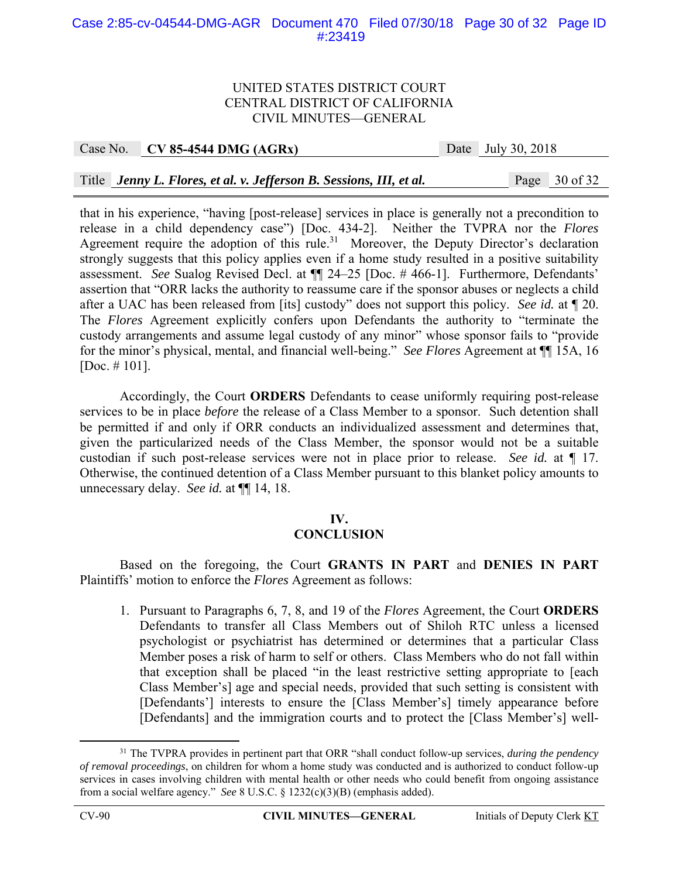that in his experience, "having [post-release] services in place is generally not a precondition to release in a child dependency case") [Doc. 434-2]. Neither the TVPRA nor the *Flores* Agreement require the adoption of this rule.[31] Moreover, the Deputy Director's declaration strongly suggests that this policy applies even if a home study resulted in a positive suitability assessment. *See* Sualog Revised Decl. at ¶¶ 24–25 [Doc. # 466-1]. Furthermore, Defendants' assertion that "ORR lacks the authority to reassume care if the sponsor abuses or neglects a child after a UAC has been released from [its] custody" does not support this policy. *See id.* at ¶ 20. The *Flores* Agreement explicitly confers upon Defendants the authority to "terminate the custody arrangements and assume legal custody of any minor" whose sponsor fails to "provide for the minor's physical, mental, and financial well-being." *See Flores* Agreement at ¶¶ 15A, 16 [Doc. # 101].

Accordingly, the Court **ORDERS** Defendants to cease uniformly requiring post-release services to be in place *before* the release of a Class Member to a sponsor. Such detention shall be permitted if and only if ORR conducts an individualized assessment and determines that, given the particularized needs of the Class Member, the sponsor would not be a suitable custodian if such post-release services were not in place prior to release. *See id.* at ¶ 17. Otherwise, the continued detention of a Class Member pursuant to this blanket policy amounts to unnecessary delay. *See id.* at ¶¶ 14, 18.

## IV. CONCLUSION

Based on the foregoing, the Court **GRANTS IN PART** and **DENIES IN PART** Plaintiffs' motion to enforce the *Flores* Agreement as follows:

1. Pursuant to Paragraphs 6, 7, 8, and 19 of the *Flores* Agreement, the Court **ORDERS** Defendants to transfer all Class Members out of Shiloh RTC unless a licensed psychologist or psychiatrist has determined or determines that a particular Class Member poses a risk of harm to self or others. Class Members who do not fall within that exception shall be placed "in the least restrictive setting appropriate to [each Class Member's] age and special needs, provided that such setting is consistent with [Defendants'] interests to ensure the [Class Member's] timely appearance before [Defendants] and the immigration courts and to protect the [Class Member's] well-

---

[31] The TVPRA provides in pertinent part that ORR "shall conduct follow-up services, *during the pendency of removal proceedings*, on children for whom a home study was conducted and is authorized to conduct follow-up services in cases involving children with mental health or other needs who could benefit from ongoing assistance from a social welfare agency." *See* 8 U.S.C. § 1232(c)(3)(B) (emphasis added).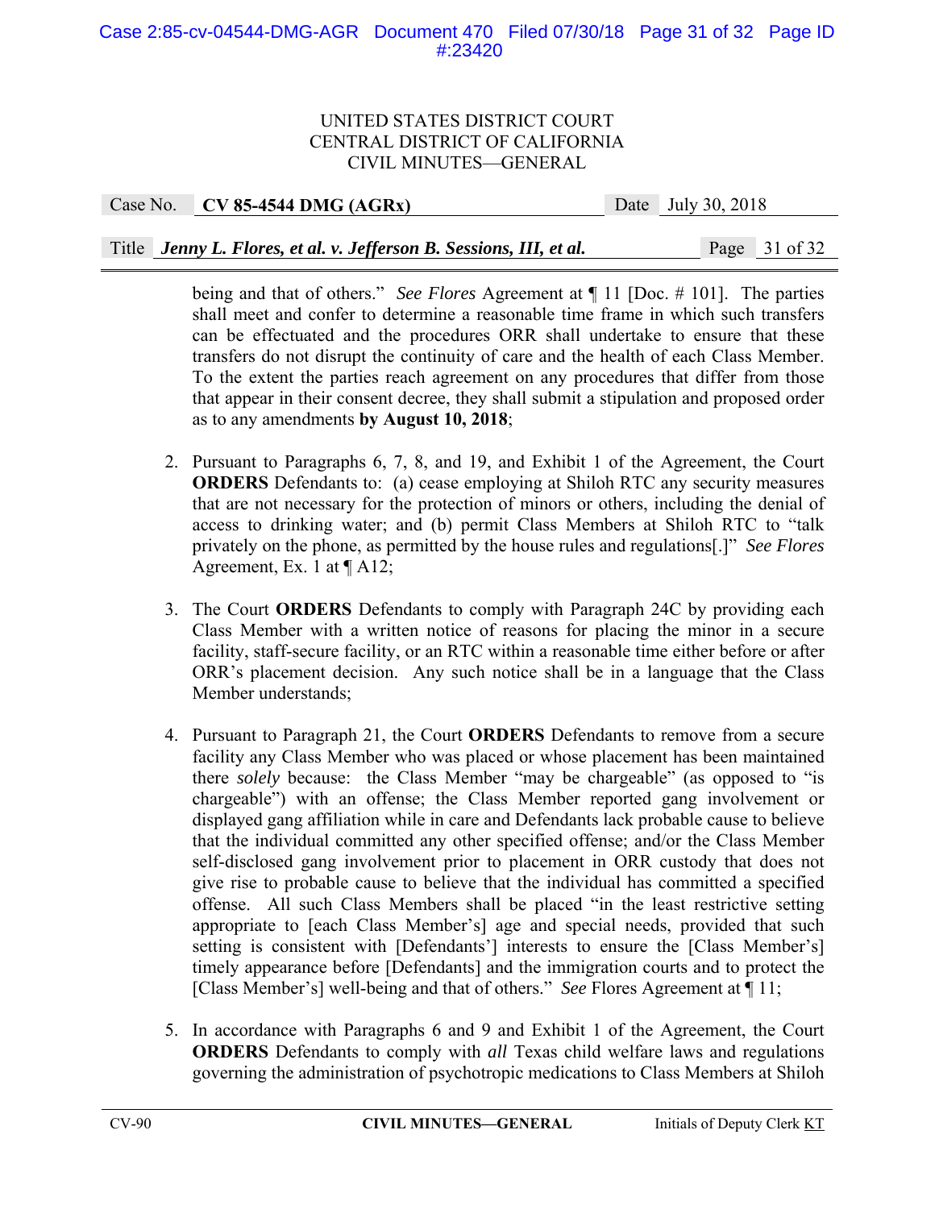being and that of others." *See Flores* Agreement at ¶ 11 [Doc. # 101]. The parties shall meet and confer to determine a reasonable time frame in which such transfers can be effectuated and the procedures ORR shall undertake to ensure that these transfers do not disrupt the continuity of care and the health of each Class Member. To the extent the parties reach agreement on any procedures that differ from those that appear in their consent decree, they shall submit a stipulation and proposed order as to any amendments **by August 10, 2018**;

2. Pursuant to Paragraphs 6, 7, 8, and 19, and Exhibit 1 of the Agreement, the Court **ORDERS** Defendants to: (a) cease employing at Shiloh RTC any security measures that are not necessary for the protection of minors or others, including the denial of access to drinking water; and (b) permit Class Members at Shiloh RTC to "talk privately on the phone, as permitted by the house rules and regulations[.]" *See Flores* Agreement, Ex. 1 at ¶ A12;

3. The Court **ORDERS** Defendants to comply with Paragraph 24C by providing each Class Member with a written notice of reasons for placing the minor in a secure facility, staff-secure facility, or an RTC within a reasonable time either before or after ORR's placement decision. Any such notice shall be in a language that the Class Member understands;

4. Pursuant to Paragraph 21, the Court **ORDERS** Defendants to remove from a secure facility any Class Member who was placed or whose placement has been maintained there *solely* because: the Class Member "may be chargeable" (as opposed to "is chargeable") with an offense; the Class Member reported gang involvement or displayed gang affiliation while in care and Defendants lack probable cause to believe that the individual committed any other specified offense; and/or the Class Member self-disclosed gang involvement prior to placement in ORR custody that does not give rise to probable cause to believe that the individual has committed a specified offense. All such Class Members shall be placed "in the least restrictive setting appropriate to [each Class Member's] age and special needs, provided that such setting is consistent with [Defendants'] interests to ensure the [Class Member's] timely appearance before [Defendants] and the immigration courts and to protect the [Class Member's] well-being and that of others." *See* Flores Agreement at ¶ 11;

5. In accordance with Paragraphs 6 and 9 and Exhibit 1 of the Agreement, the Court **ORDERS** Defendants to comply with *all* Texas child welfare laws and regulations governing the administration of psychotropic medications to Class Members at Shiloh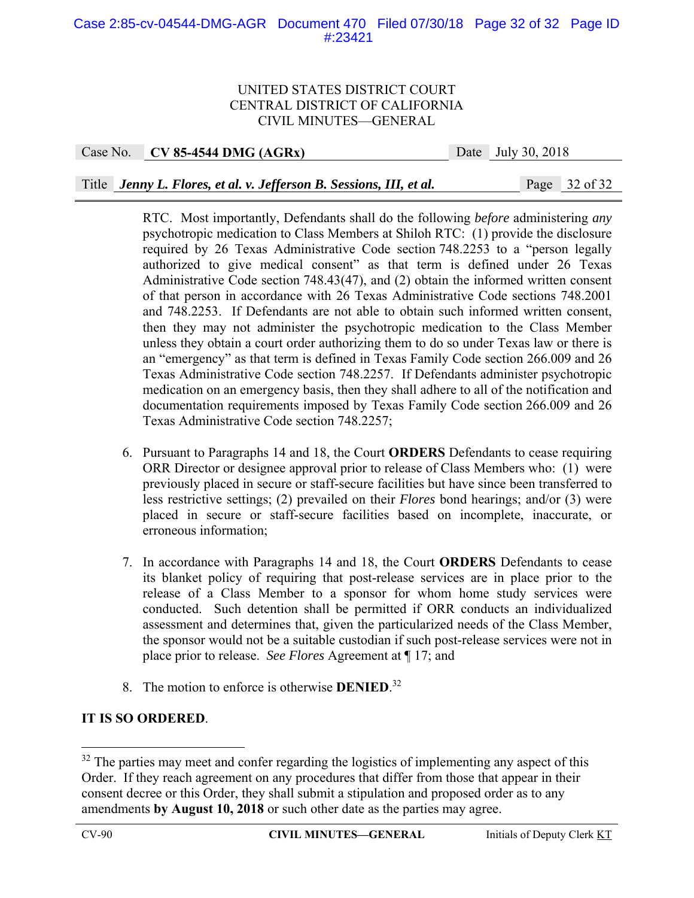RTC. Most importantly, Defendants shall do the following *before* administering *any* psychotropic medication to Class Members at Shiloh RTC: (1) provide the disclosure required by 26 Texas Administrative Code section 748.2253 to a "person legally authorized to give medical consent" as that term is defined under 26 Texas Administrative Code section 748.43(47), and (2) obtain the informed written consent of that person in accordance with 26 Texas Administrative Code sections 748.2001 and 748.2253. If Defendants are not able to obtain such informed written consent, then they may not administer the psychotropic medication to the Class Member unless they obtain a court order authorizing them to do so under Texas law or there is an "emergency" as that term is defined in Texas Family Code section 266.009 and 26 Texas Administrative Code section 748.2257. If Defendants administer psychotropic medication on an emergency basis, then they shall adhere to all of the notification and documentation requirements imposed by Texas Family Code section 266.009 and 26 Texas Administrative Code section 748.2257;

6. Pursuant to Paragraphs 14 and 18, the Court **ORDERS** Defendants to cease requiring ORR Director or designee approval prior to release of Class Members who: (1) were previously placed in secure or staff-secure facilities but have since been transferred to less restrictive settings; (2) prevailed on their *Flores* bond hearings; and/or (3) were placed in secure or staff-secure facilities based on incomplete, inaccurate, or erroneous information;

7. In accordance with Paragraphs 14 and 18, the Court **ORDERS** Defendants to cease its blanket policy of requiring that post-release services are in place prior to the release of a Class Member to a sponsor for whom home study services were conducted. Such detention shall be permitted if ORR conducts an individualized assessment and determines that, given the particularized needs of the Class Member, the sponsor would not be a suitable custodian if such post-release services were not in place prior to release. *See Flores* Agreement at ¶ 17; and

8. The motion to enforce is otherwise **DENIED**.[32]

**IT IS SO ORDERED**.

---

[32] The parties may meet and confer regarding the logistics of implementing any aspect of this Order. If they reach agreement on any procedures that differ from those that appear in their consent decree or this Order, they shall submit a stipulation and proposed order as to any amendments **by August 10, 2018** or such other date as the parties may agree.